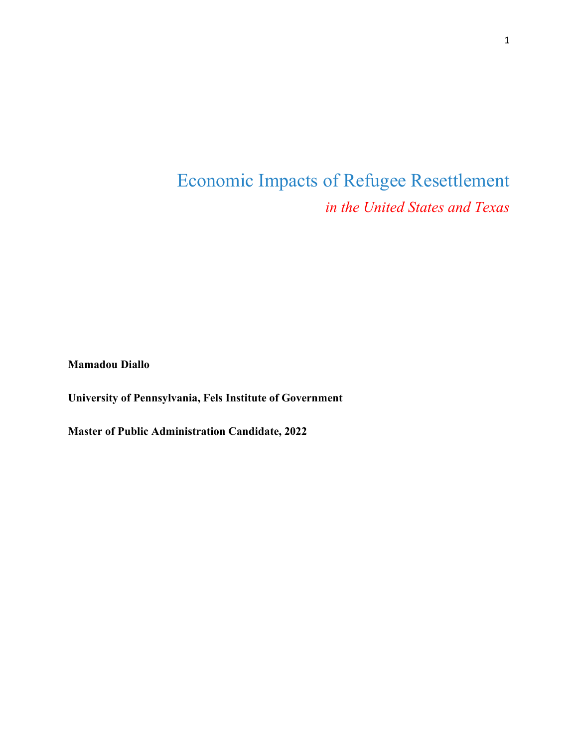# Economic Impacts of Refugee Resettlement

*in the United States and Texas*

**Mamadou Diallo**

**University of Pennsylvania, Fels Institute of Government**

**Master of Public Administration Candidate, 2022**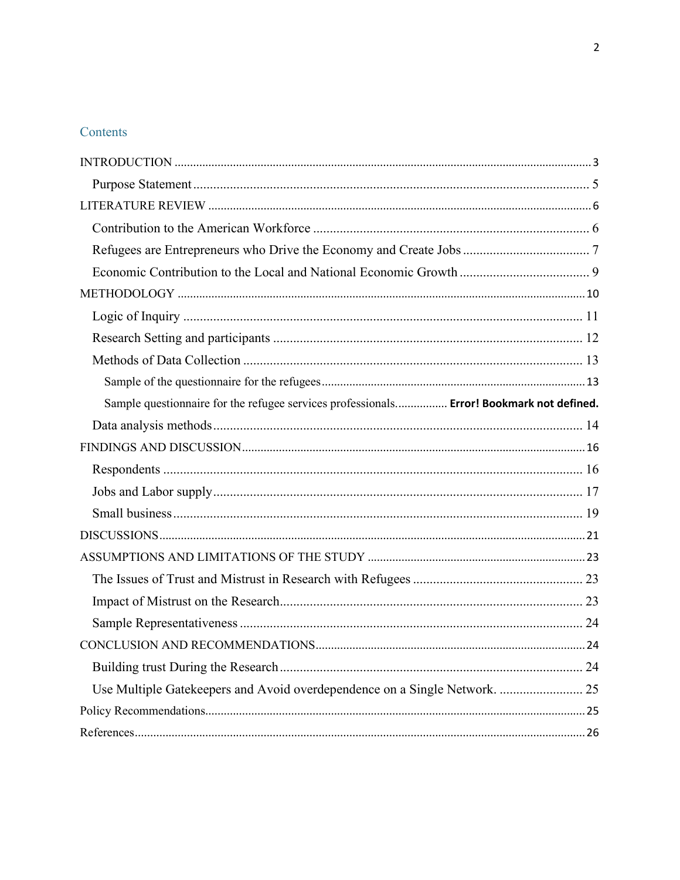# Contents

INTRODUCTION ........ 3

- Purpose Statement ........ 5

LITERATURE REVIEW ........ 6

- Contribution to the American Workforce ........ 6
- Refugees are Entrepreneurs who Drive the Economy and Create Jobs ........ 7
- Economic Contribution to the Local and National Economic Growth ........ 9

METHODOLOGY ........ 10

- Logic of Inquiry ........ 11
- Research Setting and participants ........ 12
- Methods of Data Collection ........ 13
  - Sample of the questionnaire for the refugees ........ 13
  - Sample questionnaire for the refugee services professionals........ **Error! Bookmark not defined.**
- Data analysis methods ........ 14

FINDINGS AND DISCUSSION ........ 16

- Respondents ........ 16
- Jobs and Labor supply ........ 17
- Small business ........ 19

DISCUSSIONS ........ 21

ASSUMPTIONS AND LIMITATIONS OF THE STUDY ........ 23

- The Issues of Trust and Mistrust in Research with Refugees ........ 23
- Impact of Mistrust on the Research ........ 23
- Sample Representativeness ........ 24

CONCLUSION AND RECOMMENDATIONS ........ 24

- Building trust During the Research ........ 24
- Use Multiple Gatekeepers and Avoid overdependence on a Single Network. ........ 25

Policy Recommendations ........ 25

References ........ 26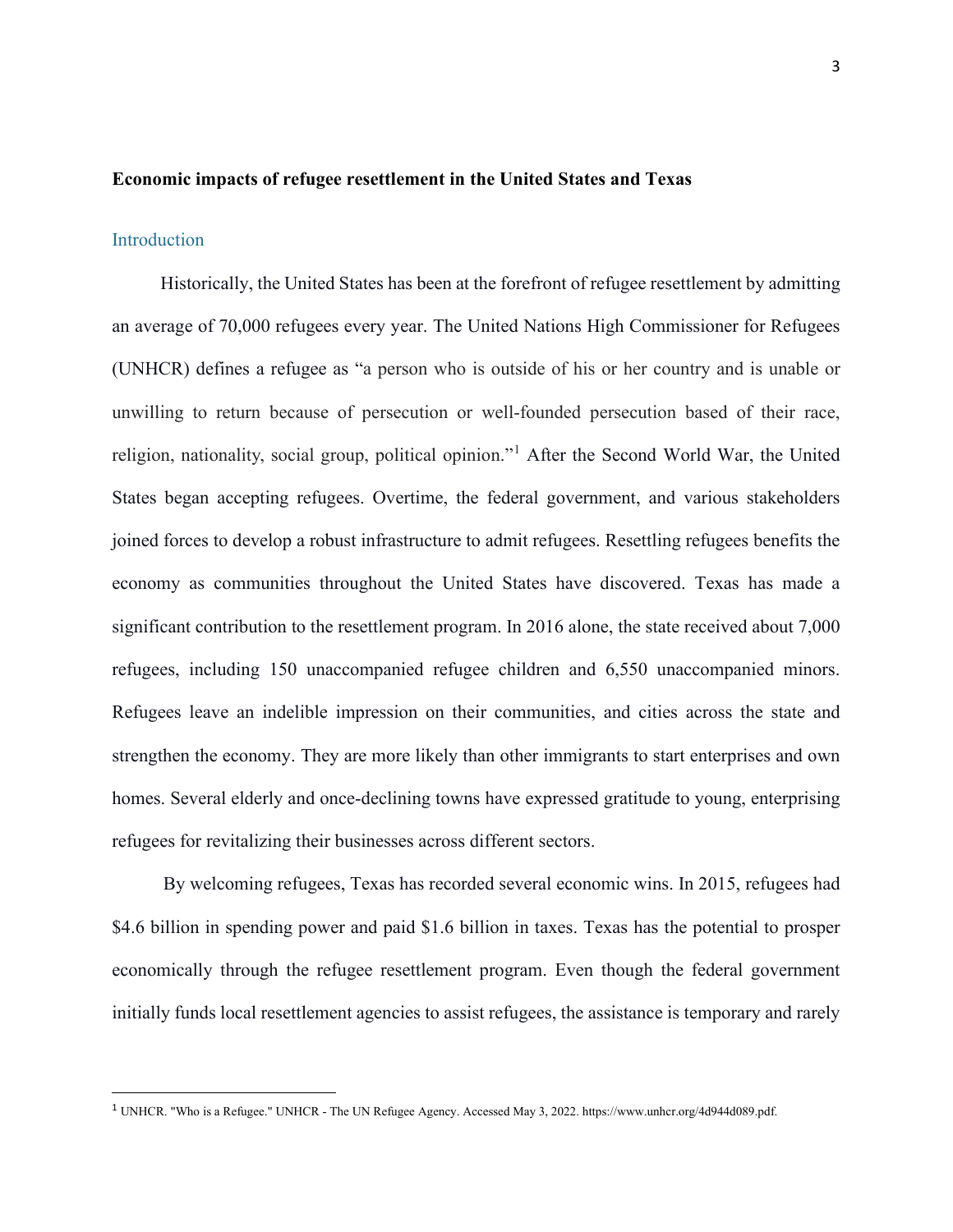**Economic impacts of refugee resettlement in the United States and Texas**

## Introduction

Historically, the United States has been at the forefront of refugee resettlement by admitting an average of 70,000 refugees every year. The United Nations High Commissioner for Refugees (UNHCR) defines a refugee as "a person who is outside of his or her country and is unable or unwilling to return because of persecution or well-founded persecution based of their race, religion, nationality, social group, political opinion."[1] After the Second World War, the United States began accepting refugees. Overtime, the federal government, and various stakeholders joined forces to develop a robust infrastructure to admit refugees. Resettling refugees benefits the economy as communities throughout the United States have discovered. Texas has made a significant contribution to the resettlement program. In 2016 alone, the state received about 7,000 refugees, including 150 unaccompanied refugee children and 6,550 unaccompanied minors. Refugees leave an indelible impression on their communities, and cities across the state and strengthen the economy. They are more likely than other immigrants to start enterprises and own homes. Several elderly and once-declining towns have expressed gratitude to young, enterprising refugees for revitalizing their businesses across different sectors.

By welcoming refugees, Texas has recorded several economic wins. In 2015, refugees had $4.6 billion in spending power and paid $1.6 billion in taxes. Texas has the potential to prosper economically through the refugee resettlement program. Even though the federal government initially funds local resettlement agencies to assist refugees, the assistance is temporary and rarely

---

[1] UNHCR. "Who is a Refugee." UNHCR - The UN Refugee Agency. Accessed May 3, 2022. https://www.unhcr.org/4d944d089.pdf.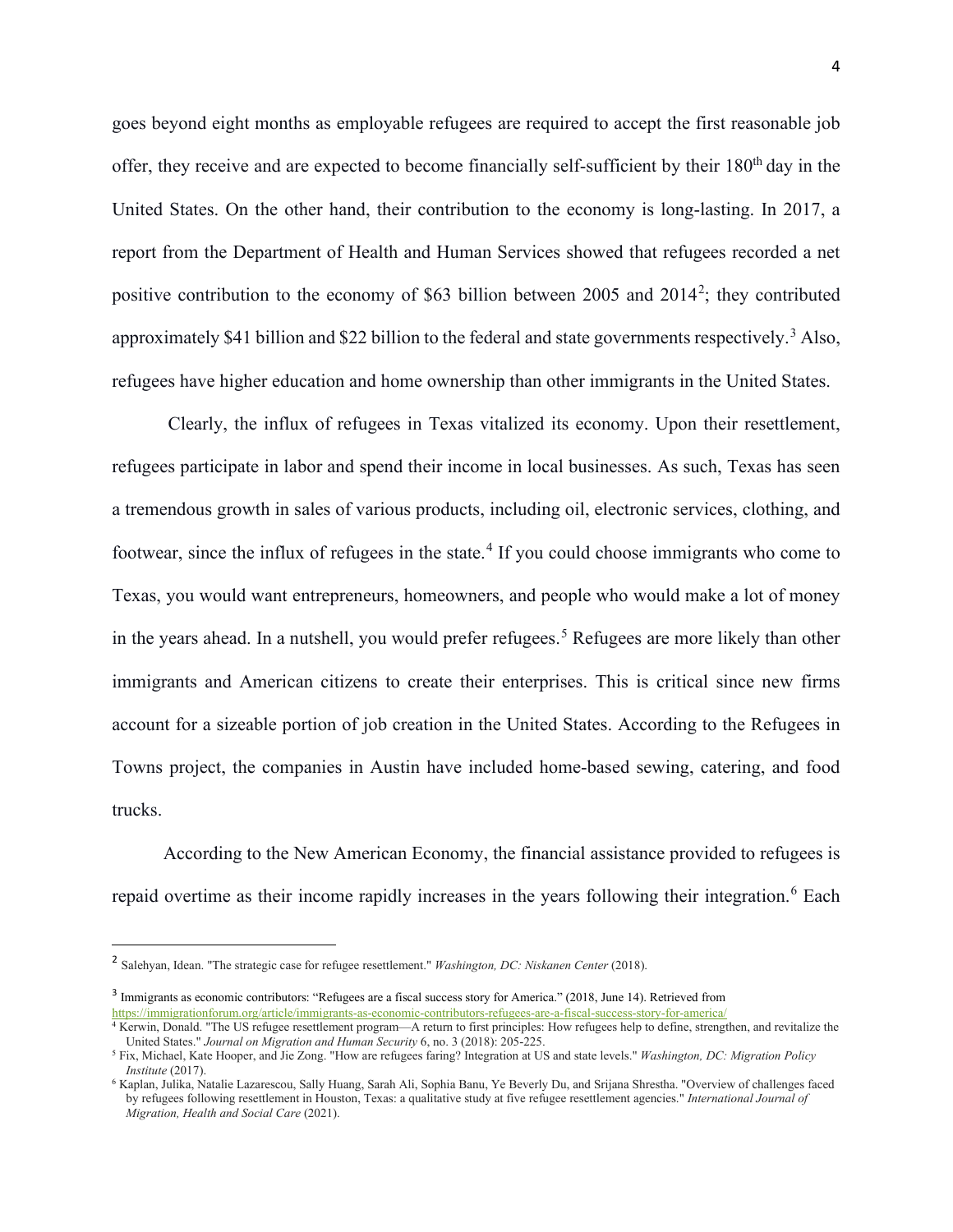goes beyond eight months as employable refugees are required to accept the first reasonable job offer, they receive and are expected to become financially self-sufficient by their 180th day in the United States. On the other hand, their contribution to the economy is long-lasting. In 2017, a report from the Department of Health and Human Services showed that refugees recorded a net positive contribution to the economy of $63 billion between 2005 and 2014[2]; they contributed approximately $41 billion and $22 billion to the federal and state governments respectively.[3] Also, refugees have higher education and home ownership than other immigrants in the United States.

Clearly, the influx of refugees in Texas vitalized its economy. Upon their resettlement, refugees participate in labor and spend their income in local businesses. As such, Texas has seen a tremendous growth in sales of various products, including oil, electronic services, clothing, and footwear, since the influx of refugees in the state.[4] If you could choose immigrants who come to Texas, you would want entrepreneurs, homeowners, and people who would make a lot of money in the years ahead. In a nutshell, you would prefer refugees.[5] Refugees are more likely than other immigrants and American citizens to create their enterprises. This is critical since new firms account for a sizeable portion of job creation in the United States. According to the Refugees in Towns project, the companies in Austin have included home-based sewing, catering, and food trucks.

According to the New American Economy, the financial assistance provided to refugees is repaid overtime as their income rapidly increases in the years following their integration.[6] Each

---

[2] Salehyan, Idean. "The strategic case for refugee resettlement." *Washington, DC: Niskanen Center* (2018).

[3] Immigrants as economic contributors: "Refugees are a fiscal success story for America." (2018, June 14). Retrieved from https://immigrationforum.org/article/immigrants-as-economic-contributors-refugees-are-a-fiscal-success-story-for-america/

[4] Kerwin, Donald. "The US refugee resettlement program—A return to first principles: How refugees help to define, strengthen, and revitalize the United States." *Journal on Migration and Human Security* 6, no. 3 (2018): 205-225.

[5] Fix, Michael, Kate Hooper, and Jie Zong. "How are refugees faring? Integration at US and state levels." *Washington, DC: Migration Policy Institute* (2017).

[6] Kaplan, Julika, Natalie Lazarescou, Sally Huang, Sarah Ali, Sophia Banu, Ye Beverly Du, and Srijana Shrestha. "Overview of challenges faced by refugees following resettlement in Houston, Texas: a qualitative study at five refugee resettlement agencies." *International Journal of Migration, Health and Social Care* (2021).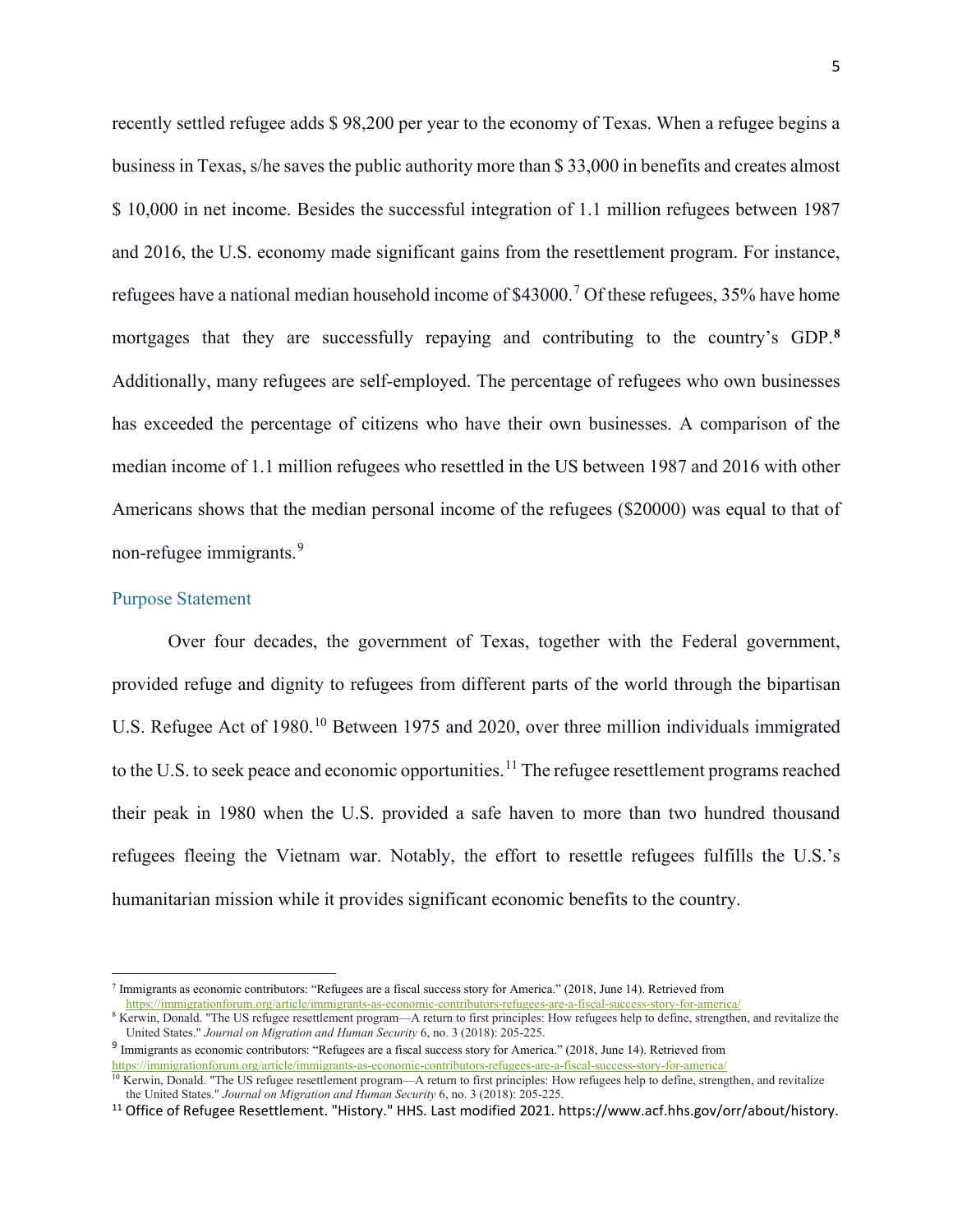recently settled refugee adds $ 98,200 per year to the economy of Texas. When a refugee begins a business in Texas, s/he saves the public authority more than $ 33,000 in benefits and creates almost $ 10,000 in net income. Besides the successful integration of 1.1 million refugees between 1987 and 2016, the U.S. economy made significant gains from the resettlement program. For instance, refugees have a national median household income of $43000.[7] Of these refugees, 35% have home mortgages that they are successfully repaying and contributing to the country's GDP.**[8]** Additionally, many refugees are self-employed. The percentage of refugees who own businesses has exceeded the percentage of citizens who have their own businesses. A comparison of the median income of 1.1 million refugees who resettled in the US between 1987 and 2016 with other Americans shows that the median personal income of the refugees ($20000) was equal to that of non-refugee immigrants.[9]

## Purpose Statement

Over four decades, the government of Texas, together with the Federal government, provided refuge and dignity to refugees from different parts of the world through the bipartisan U.S. Refugee Act of 1980.[10] Between 1975 and 2020, over three million individuals immigrated to the U.S. to seek peace and economic opportunities.[11] The refugee resettlement programs reached their peak in 1980 when the U.S. provided a safe haven to more than two hundred thousand refugees fleeing the Vietnam war. Notably, the effort to resettle refugees fulfills the U.S.'s humanitarian mission while it provides significant economic benefits to the country.

---

[7] Immigrants as economic contributors: "Refugees are a fiscal success story for America." (2018, June 14). Retrieved from https://immigrationforum.org/article/immigrants-as-economic-contributors-refugees-are-a-fiscal-success-story-for-america/

[8] Kerwin, Donald. "The US refugee resettlement program—A return to first principles: How refugees help to define, strengthen, and revitalize the United States." *Journal on Migration and Human Security* 6, no. 3 (2018): 205-225.

[9] Immigrants as economic contributors: "Refugees are a fiscal success story for America." (2018, June 14). Retrieved from https://immigrationforum.org/article/immigrants-as-economic-contributors-refugees-are-a-fiscal-success-story-for-america/

[10] Kerwin, Donald. "The US refugee resettlement program—A return to first principles: How refugees help to define, strengthen, and revitalize the United States." *Journal on Migration and Human Security* 6, no. 3 (2018): 205-225.

[11] Office of Refugee Resettlement. "History." HHS. Last modified 2021. https://www.acf.hhs.gov/orr/about/history.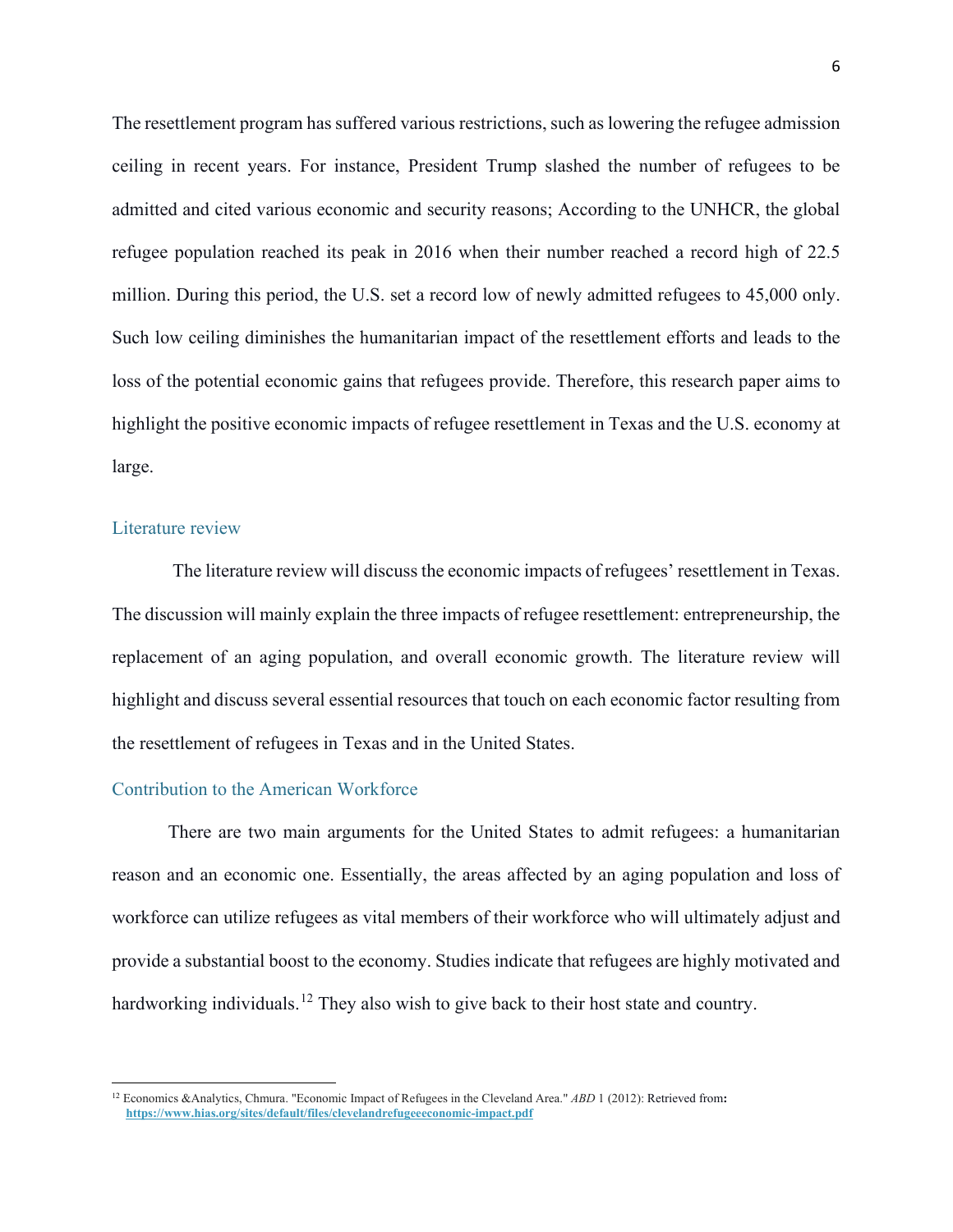The resettlement program has suffered various restrictions, such as lowering the refugee admission ceiling in recent years. For instance, President Trump slashed the number of refugees to be admitted and cited various economic and security reasons; According to the UNHCR, the global refugee population reached its peak in 2016 when their number reached a record high of 22.5 million. During this period, the U.S. set a record low of newly admitted refugees to 45,000 only. Such low ceiling diminishes the humanitarian impact of the resettlement efforts and leads to the loss of the potential economic gains that refugees provide. Therefore, this research paper aims to highlight the positive economic impacts of refugee resettlement in Texas and the U.S. economy at large.

## Literature review

The literature review will discuss the economic impacts of refugees' resettlement in Texas. The discussion will mainly explain the three impacts of refugee resettlement: entrepreneurship, the replacement of an aging population, and overall economic growth. The literature review will highlight and discuss several essential resources that touch on each economic factor resulting from the resettlement of refugees in Texas and in the United States.

## Contribution to the American Workforce

There are two main arguments for the United States to admit refugees: a humanitarian reason and an economic one. Essentially, the areas affected by an aging population and loss of workforce can utilize refugees as vital members of their workforce who will ultimately adjust and provide a substantial boost to the economy. Studies indicate that refugees are highly motivated and hardworking individuals.[12] They also wish to give back to their host state and country.

---

[12] Economics &Analytics, Chmura. "Economic Impact of Refugees in the Cleveland Area." *ABD* 1 (2012): Retrieved from**:** **https://www.hias.org/sites/default/files/clevelandrefugeeeconomic-impact.pdf**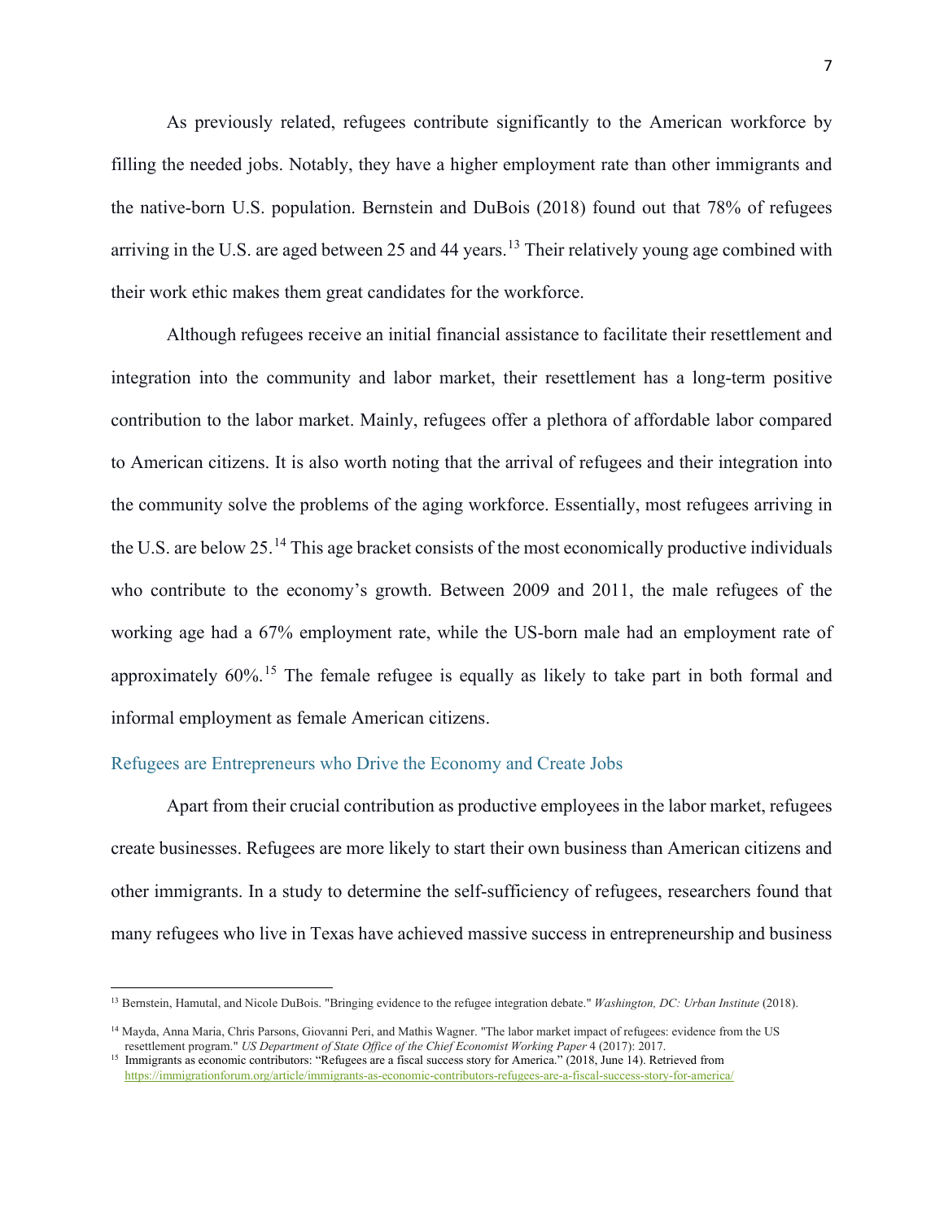As previously related, refugees contribute significantly to the American workforce by filling the needed jobs. Notably, they have a higher employment rate than other immigrants and the native-born U.S. population. Bernstein and DuBois (2018) found out that 78% of refugees arriving in the U.S. are aged between 25 and 44 years.[13] Their relatively young age combined with their work ethic makes them great candidates for the workforce.

Although refugees receive an initial financial assistance to facilitate their resettlement and integration into the community and labor market, their resettlement has a long-term positive contribution to the labor market. Mainly, refugees offer a plethora of affordable labor compared to American citizens. It is also worth noting that the arrival of refugees and their integration into the community solve the problems of the aging workforce. Essentially, most refugees arriving in the U.S. are below 25.[14] This age bracket consists of the most economically productive individuals who contribute to the economy's growth. Between 2009 and 2011, the male refugees of the working age had a 67% employment rate, while the US-born male had an employment rate of approximately 60%.[15] The female refugee is equally as likely to take part in both formal and informal employment as female American citizens.

## Refugees are Entrepreneurs who Drive the Economy and Create Jobs

Apart from their crucial contribution as productive employees in the labor market, refugees create businesses. Refugees are more likely to start their own business than American citizens and other immigrants. In a study to determine the self-sufficiency of refugees, researchers found that many refugees who live in Texas have achieved massive success in entrepreneurship and business

---

[13] Bernstein, Hamutal, and Nicole DuBois. "Bringing evidence to the refugee integration debate." *Washington, DC: Urban Institute* (2018).

[14] Mayda, Anna Maria, Chris Parsons, Giovanni Peri, and Mathis Wagner. "The labor market impact of refugees: evidence from the US resettlement program." *US Department of State Office of the Chief Economist Working Paper* 4 (2017): 2017.

[15] Immigrants as economic contributors: "Refugees are a fiscal success story for America." (2018, June 14). Retrieved from https://immigrationforum.org/article/immigrants-as-economic-contributors-refugees-are-a-fiscal-success-story-for-america/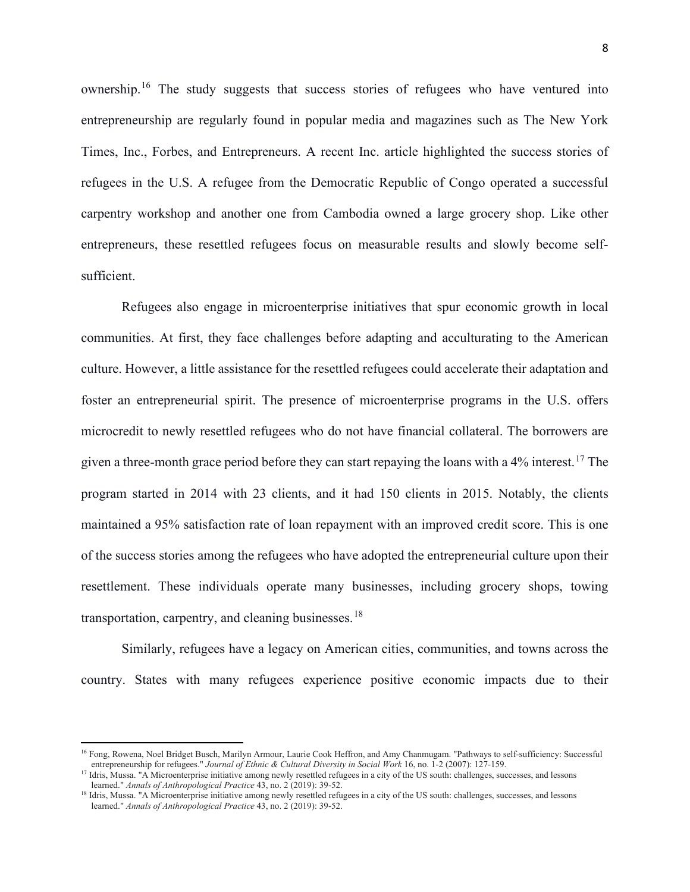ownership.[16] The study suggests that success stories of refugees who have ventured into entrepreneurship are regularly found in popular media and magazines such as The New York Times, Inc., Forbes, and Entrepreneurs. A recent Inc. article highlighted the success stories of refugees in the U.S. A refugee from the Democratic Republic of Congo operated a successful carpentry workshop and another one from Cambodia owned a large grocery shop. Like other entrepreneurs, these resettled refugees focus on measurable results and slowly become self-sufficient.

Refugees also engage in microenterprise initiatives that spur economic growth in local communities. At first, they face challenges before adapting and acculturating to the American culture. However, a little assistance for the resettled refugees could accelerate their adaptation and foster an entrepreneurial spirit. The presence of microenterprise programs in the U.S. offers microcredit to newly resettled refugees who do not have financial collateral. The borrowers are given a three-month grace period before they can start repaying the loans with a 4% interest.[17] The program started in 2014 with 23 clients, and it had 150 clients in 2015. Notably, the clients maintained a 95% satisfaction rate of loan repayment with an improved credit score. This is one of the success stories among the refugees who have adopted the entrepreneurial culture upon their resettlement. These individuals operate many businesses, including grocery shops, towing transportation, carpentry, and cleaning businesses.[18]

Similarly, refugees have a legacy on American cities, communities, and towns across the country. States with many refugees experience positive economic impacts due to their

---

[16] Fong, Rowena, Noel Bridget Busch, Marilyn Armour, Laurie Cook Heffron, and Amy Chanmugam. "Pathways to self-sufficiency: Successful entrepreneurship for refugees." *Journal of Ethnic & Cultural Diversity in Social Work* 16, no. 1-2 (2007): 127-159.

[17] Idris, Mussa. "A Microenterprise initiative among newly resettled refugees in a city of the US south: challenges, successes, and lessons learned." *Annals of Anthropological Practice* 43, no. 2 (2019): 39-52.

[18] Idris, Mussa. "A Microenterprise initiative among newly resettled refugees in a city of the US south: challenges, successes, and lessons learned." *Annals of Anthropological Practice* 43, no. 2 (2019): 39-52.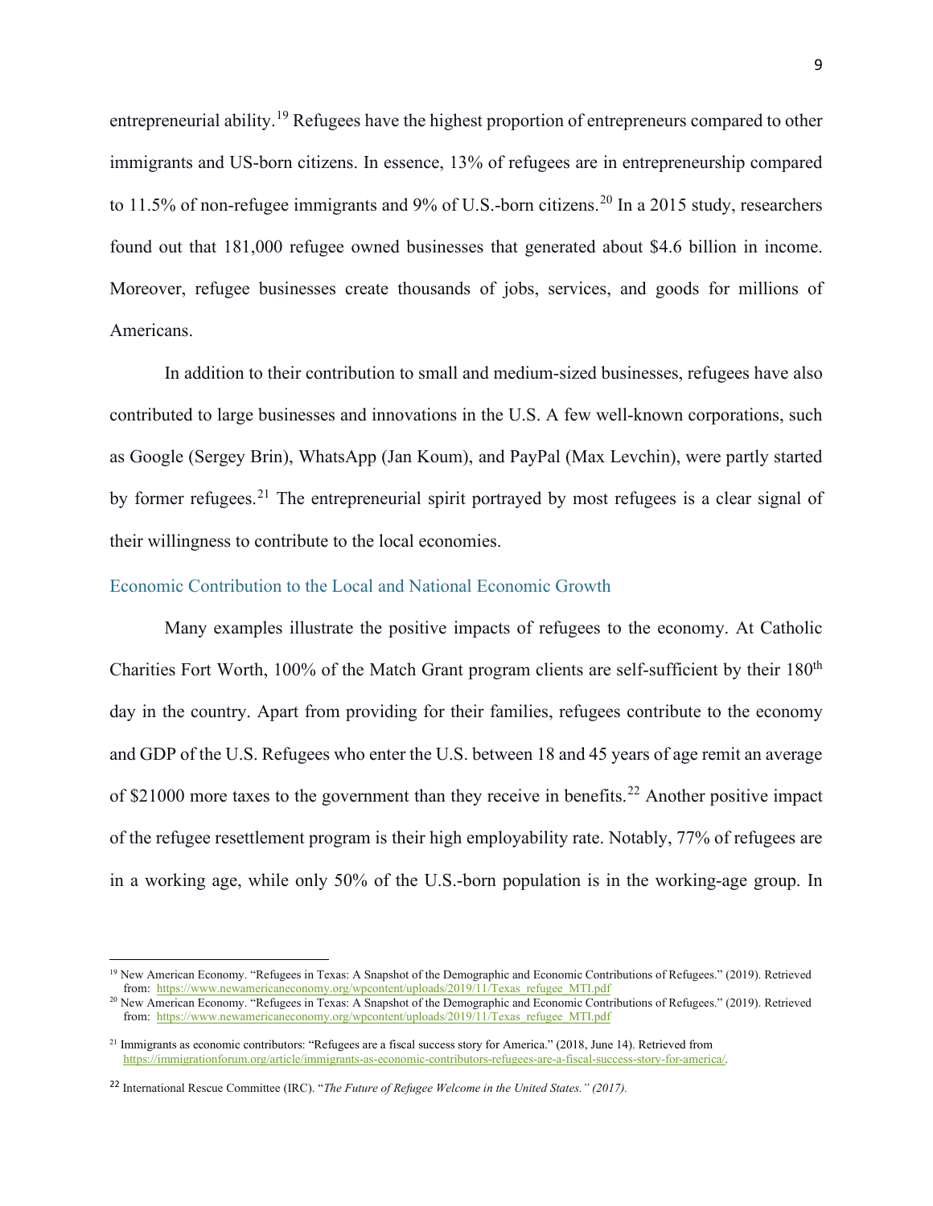entrepreneurial ability.[19] Refugees have the highest proportion of entrepreneurs compared to other immigrants and US-born citizens. In essence, 13% of refugees are in entrepreneurship compared to 11.5% of non-refugee immigrants and 9% of U.S.-born citizens.[20] In a 2015 study, researchers found out that 181,000 refugee owned businesses that generated about $4.6 billion in income. Moreover, refugee businesses create thousands of jobs, services, and goods for millions of Americans.

In addition to their contribution to small and medium-sized businesses, refugees have also contributed to large businesses and innovations in the U.S. A few well-known corporations, such as Google (Sergey Brin), WhatsApp (Jan Koum), and PayPal (Max Levchin), were partly started by former refugees.[21] The entrepreneurial spirit portrayed by most refugees is a clear signal of their willingness to contribute to the local economies.

## Economic Contribution to the Local and National Economic Growth

Many examples illustrate the positive impacts of refugees to the economy. At Catholic Charities Fort Worth, 100% of the Match Grant program clients are self-sufficient by their 180th day in the country. Apart from providing for their families, refugees contribute to the economy and GDP of the U.S. Refugees who enter the U.S. between 18 and 45 years of age remit an average of $21000 more taxes to the government than they receive in benefits.[22] Another positive impact of the refugee resettlement program is their high employability rate. Notably, 77% of refugees are in a working age, while only 50% of the U.S.-born population is in the working-age group. In

---

[19] New American Economy. "Refugees in Texas: A Snapshot of the Demographic and Economic Contributions of Refugees." (2019). Retrieved from: https://www.newamericaneconomy.org/wpcontent/uploads/2019/11/Texas_refugee_MTI.pdf

[20] New American Economy. "Refugees in Texas: A Snapshot of the Demographic and Economic Contributions of Refugees." (2019). Retrieved from: https://www.newamericaneconomy.org/wpcontent/uploads/2019/11/Texas_refugee_MTI.pdf

[21] Immigrants as economic contributors: "Refugees are a fiscal success story for America." (2018, June 14). Retrieved from https://immigrationforum.org/article/immigrants-as-economic-contributors-refugees-are-a-fiscal-success-story-for-america/.

[22] International Rescue Committee (IRC). "*The Future of Refugee Welcome in the United States." (2017).*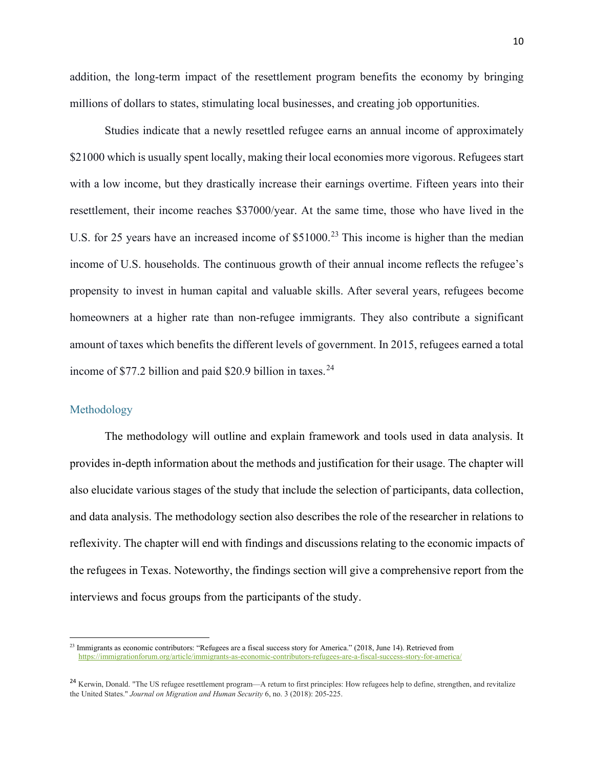addition, the long-term impact of the resettlement program benefits the economy by bringing millions of dollars to states, stimulating local businesses, and creating job opportunities.

Studies indicate that a newly resettled refugee earns an annual income of approximately $21000 which is usually spent locally, making their local economies more vigorous. Refugees start with a low income, but they drastically increase their earnings overtime. Fifteen years into their resettlement, their income reaches $37000/year. At the same time, those who have lived in the U.S. for 25 years have an increased income of $51000.[23] This income is higher than the median income of U.S. households. The continuous growth of their annual income reflects the refugee's propensity to invest in human capital and valuable skills. After several years, refugees become homeowners at a higher rate than non-refugee immigrants. They also contribute a significant amount of taxes which benefits the different levels of government. In 2015, refugees earned a total income of $77.2 billion and paid $20.9 billion in taxes.[24]

## Methodology

The methodology will outline and explain framework and tools used in data analysis. It provides in-depth information about the methods and justification for their usage. The chapter will also elucidate various stages of the study that include the selection of participants, data collection, and data analysis. The methodology section also describes the role of the researcher in relations to reflexivity. The chapter will end with findings and discussions relating to the economic impacts of the refugees in Texas. Noteworthy, the findings section will give a comprehensive report from the interviews and focus groups from the participants of the study.

---

[23] Immigrants as economic contributors: "Refugees are a fiscal success story for America." (2018, June 14). Retrieved from https://immigrationforum.org/article/immigrants-as-economic-contributors-refugees-are-a-fiscal-success-story-for-america/

[24] Kerwin, Donald. "The US refugee resettlement program—A return to first principles: How refugees help to define, strengthen, and revitalize the United States." *Journal on Migration and Human Security* 6, no. 3 (2018): 205-225.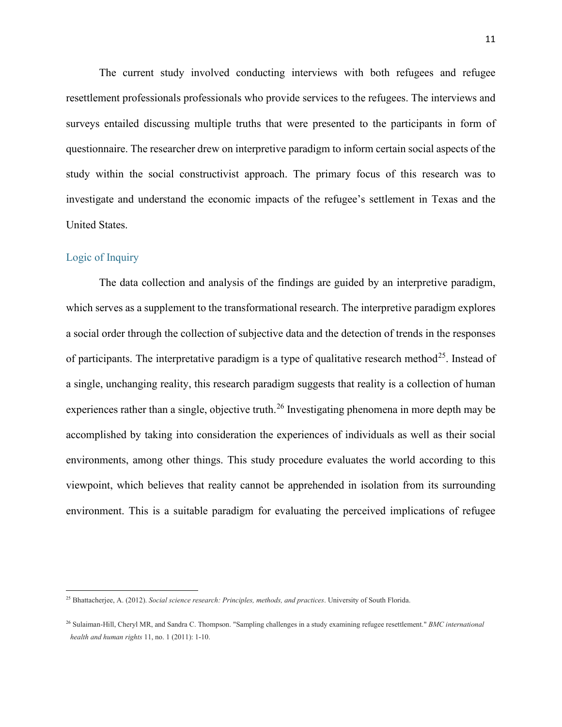The current study involved conducting interviews with both refugees and refugee resettlement professionals professionals who provide services to the refugees. The interviews and surveys entailed discussing multiple truths that were presented to the participants in form of questionnaire. The researcher drew on interpretive paradigm to inform certain social aspects of the study within the social constructivist approach. The primary focus of this research was to investigate and understand the economic impacts of the refugee's settlement in Texas and the United States.

## Logic of Inquiry

The data collection and analysis of the findings are guided by an interpretive paradigm, which serves as a supplement to the transformational research. The interpretive paradigm explores a social order through the collection of subjective data and the detection of trends in the responses of participants. The interpretative paradigm is a type of qualitative research method[25]. Instead of a single, unchanging reality, this research paradigm suggests that reality is a collection of human experiences rather than a single, objective truth.[26] Investigating phenomena in more depth may be accomplished by taking into consideration the experiences of individuals as well as their social environments, among other things. This study procedure evaluates the world according to this viewpoint, which believes that reality cannot be apprehended in isolation from its surrounding environment. This is a suitable paradigm for evaluating the perceived implications of refugee

---

[25] Bhattacherjee, A. (2012). *Social science research: Principles, methods, and practices*. University of South Florida.

[26] Sulaiman-Hill, Cheryl MR, and Sandra C. Thompson. "Sampling challenges in a study examining refugee resettlement." *BMC international health and human rights* 11, no. 1 (2011): 1-10.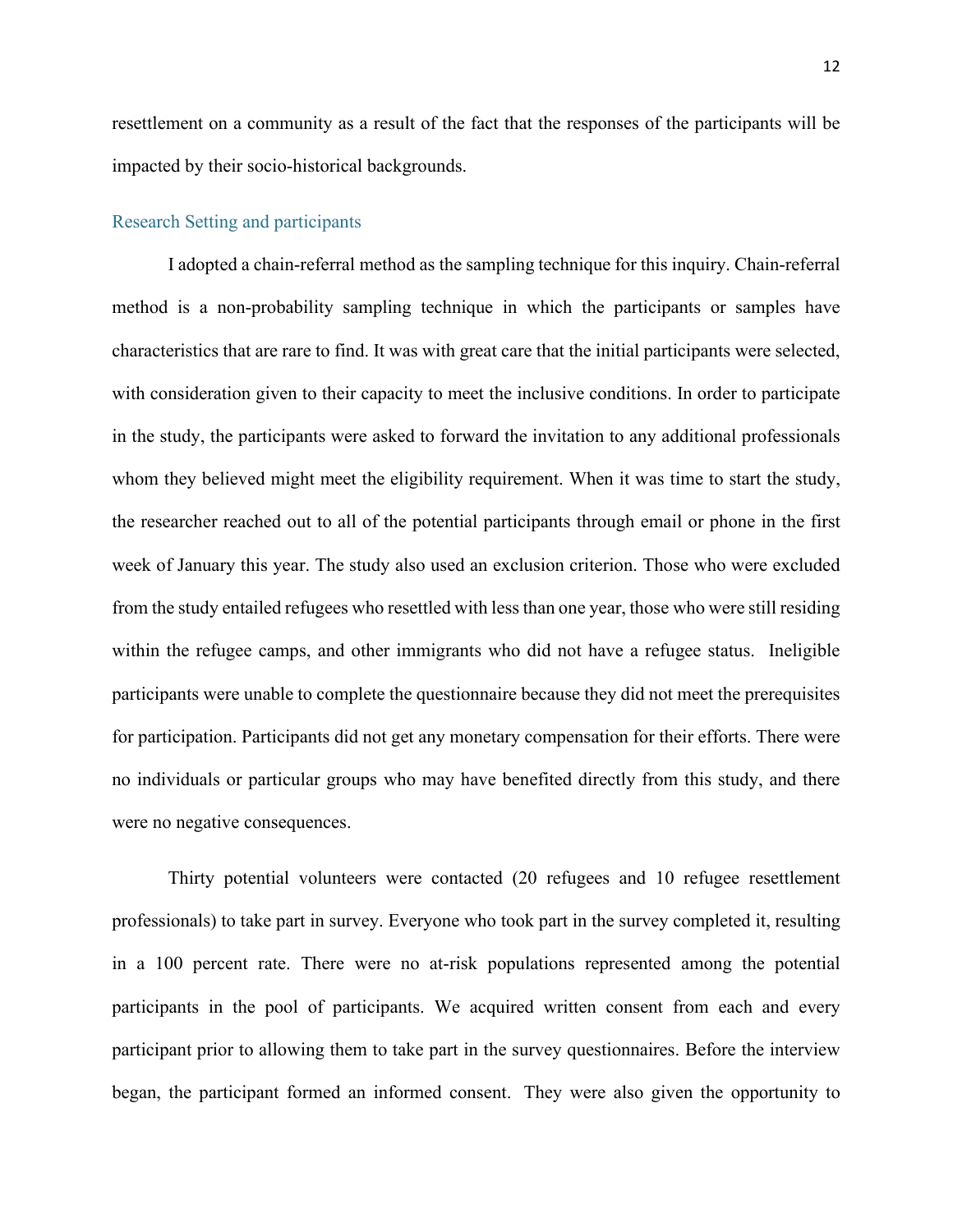resettlement on a community as a result of the fact that the responses of the participants will be impacted by their socio-historical backgrounds.

## Research Setting and participants

I adopted a chain-referral method as the sampling technique for this inquiry. Chain-referral method is a non-probability sampling technique in which the participants or samples have characteristics that are rare to find. It was with great care that the initial participants were selected, with consideration given to their capacity to meet the inclusive conditions. In order to participate in the study, the participants were asked to forward the invitation to any additional professionals whom they believed might meet the eligibility requirement. When it was time to start the study, the researcher reached out to all of the potential participants through email or phone in the first week of January this year. The study also used an exclusion criterion. Those who were excluded from the study entailed refugees who resettled with less than one year, those who were still residing within the refugee camps, and other immigrants who did not have a refugee status. Ineligible participants were unable to complete the questionnaire because they did not meet the prerequisites for participation. Participants did not get any monetary compensation for their efforts. There were no individuals or particular groups who may have benefited directly from this study, and there were no negative consequences.

Thirty potential volunteers were contacted (20 refugees and 10 refugee resettlement professionals) to take part in survey. Everyone who took part in the survey completed it, resulting in a 100 percent rate. There were no at-risk populations represented among the potential participants in the pool of participants. We acquired written consent from each and every participant prior to allowing them to take part in the survey questionnaires. Before the interview began, the participant formed an informed consent. They were also given the opportunity to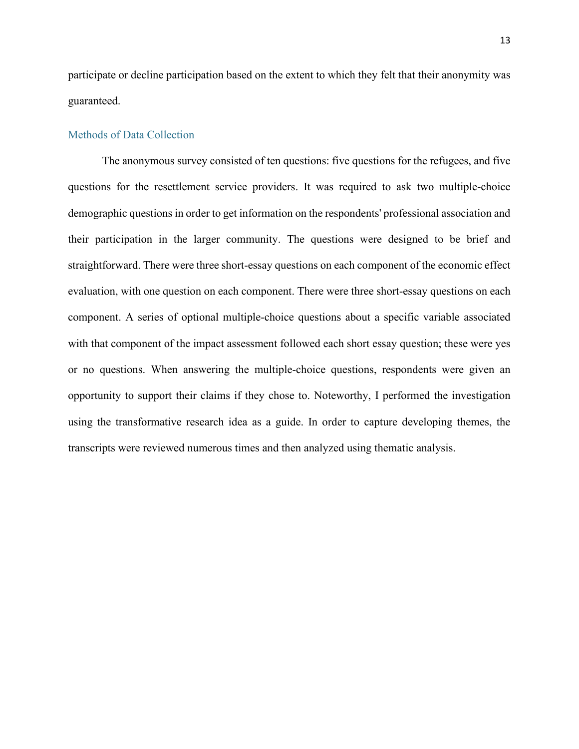participate or decline participation based on the extent to which they felt that their anonymity was guaranteed.

## Methods of Data Collection

The anonymous survey consisted of ten questions: five questions for the refugees, and five questions for the resettlement service providers. It was required to ask two multiple-choice demographic questions in order to get information on the respondents' professional association and their participation in the larger community. The questions were designed to be brief and straightforward. There were three short-essay questions on each component of the economic effect evaluation, with one question on each component. There were three short-essay questions on each component. A series of optional multiple-choice questions about a specific variable associated with that component of the impact assessment followed each short essay question; these were yes or no questions. When answering the multiple-choice questions, respondents were given an opportunity to support their claims if they chose to. Noteworthy, I performed the investigation using the transformative research idea as a guide. In order to capture developing themes, the transcripts were reviewed numerous times and then analyzed using thematic analysis.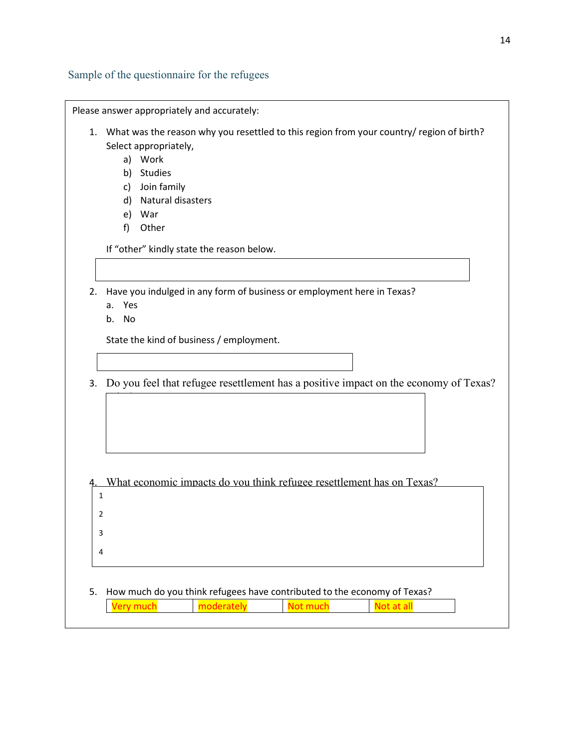## Sample of the questionnaire for the refugees

Please answer appropriately and accurately:

1. What was the reason why you resettled to this region from your country/ region of birth? Select appropriately,
   a) Work
   b) Studies
   c) Join family
   d) Natural disasters
   e) War
   f) Other

   If "other" kindly state the reason below.

2. Have you indulged in any form of business or employment here in Texas?
   a. Yes
   b. No

   State the kind of business / employment.

3. Do you feel that refugee resettlement has a positive impact on the economy of Texas?

4. What economic impacts do you think refugee resettlement has on Texas?
   1
   2
   3
   4

5. How much do you think refugees have contributed to the economy of Texas?

| Very much | moderately | Not much | Not at all |
|---|---|---|---|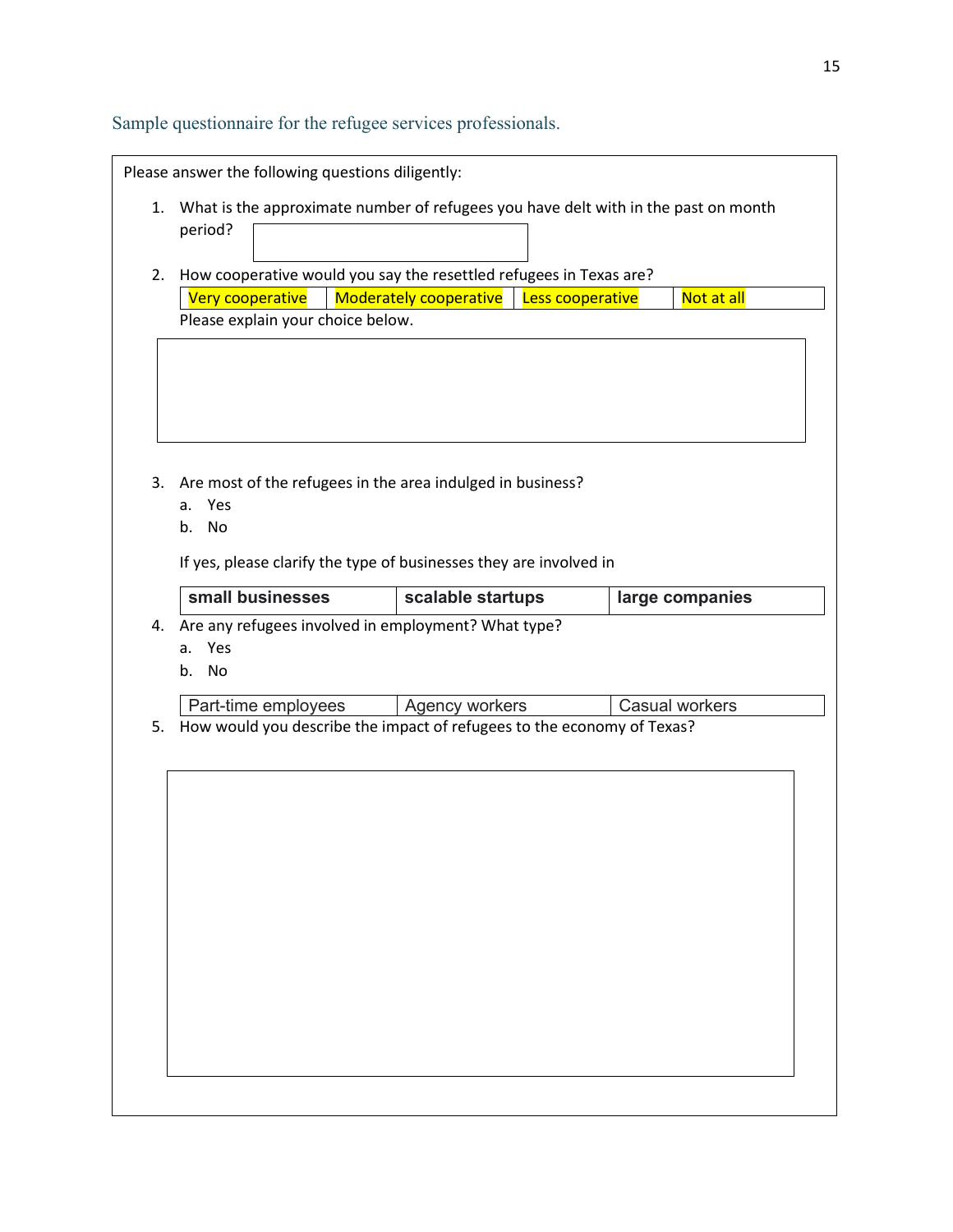## Sample questionnaire for the refugee services professionals.

Please answer the following questions diligently:

1. What is the approximate number of refugees you have delt with in the past on month period?

2. How cooperative would you say the resettled refugees in Texas are?

| Very cooperative | Moderately cooperative | Less cooperative | Not at all |
|---|---|---|---|

   Please explain your choice below.

3. Are most of the refugees in the area indulged in business?
   a. Yes
   b. No

   If yes, please clarify the type of businesses they are involved in

| **small businesses** | **scalable startups** | **large companies** |
|---|---|---|

4. Are any refugees involved in employment? What type?
   a. Yes
   b. No

| Part-time employees | Agency workers | Casual workers |
|---|---|---|

5. How would you describe the impact of refugees to the economy of Texas?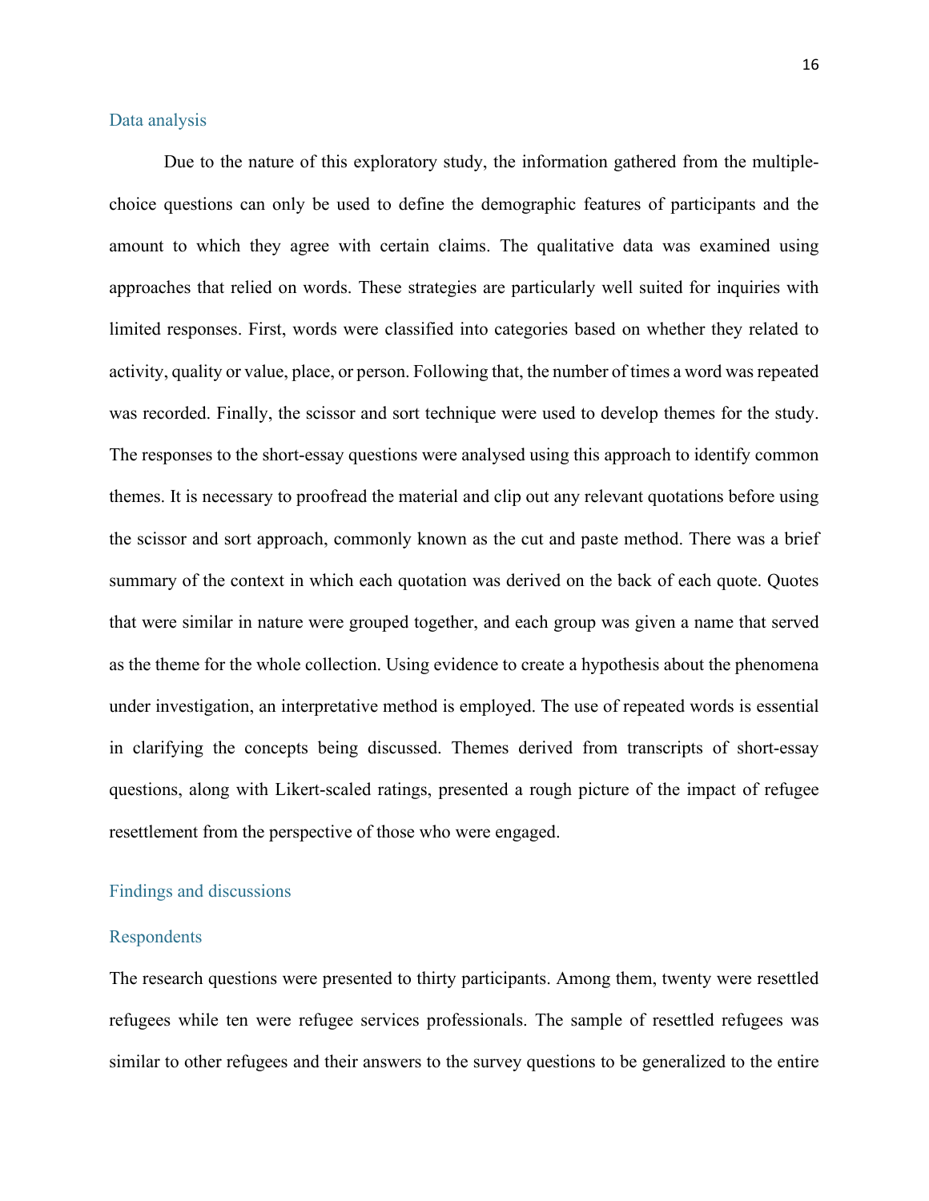## Data analysis

Due to the nature of this exploratory study, the information gathered from the multiple-choice questions can only be used to define the demographic features of participants and the amount to which they agree with certain claims. The qualitative data was examined using approaches that relied on words. These strategies are particularly well suited for inquiries with limited responses. First, words were classified into categories based on whether they related to activity, quality or value, place, or person. Following that, the number of times a word was repeated was recorded. Finally, the scissor and sort technique were used to develop themes for the study. The responses to the short-essay questions were analysed using this approach to identify common themes. It is necessary to proofread the material and clip out any relevant quotations before using the scissor and sort approach, commonly known as the cut and paste method. There was a brief summary of the context in which each quotation was derived on the back of each quote. Quotes that were similar in nature were grouped together, and each group was given a name that served as the theme for the whole collection. Using evidence to create a hypothesis about the phenomena under investigation, an interpretative method is employed. The use of repeated words is essential in clarifying the concepts being discussed. Themes derived from transcripts of short-essay questions, along with Likert-scaled ratings, presented a rough picture of the impact of refugee resettlement from the perspective of those who were engaged.

## Findings and discussions

### Respondents

The research questions were presented to thirty participants. Among them, twenty were resettled refugees while ten were refugee services professionals. The sample of resettled refugees was similar to other refugees and their answers to the survey questions to be generalized to the entire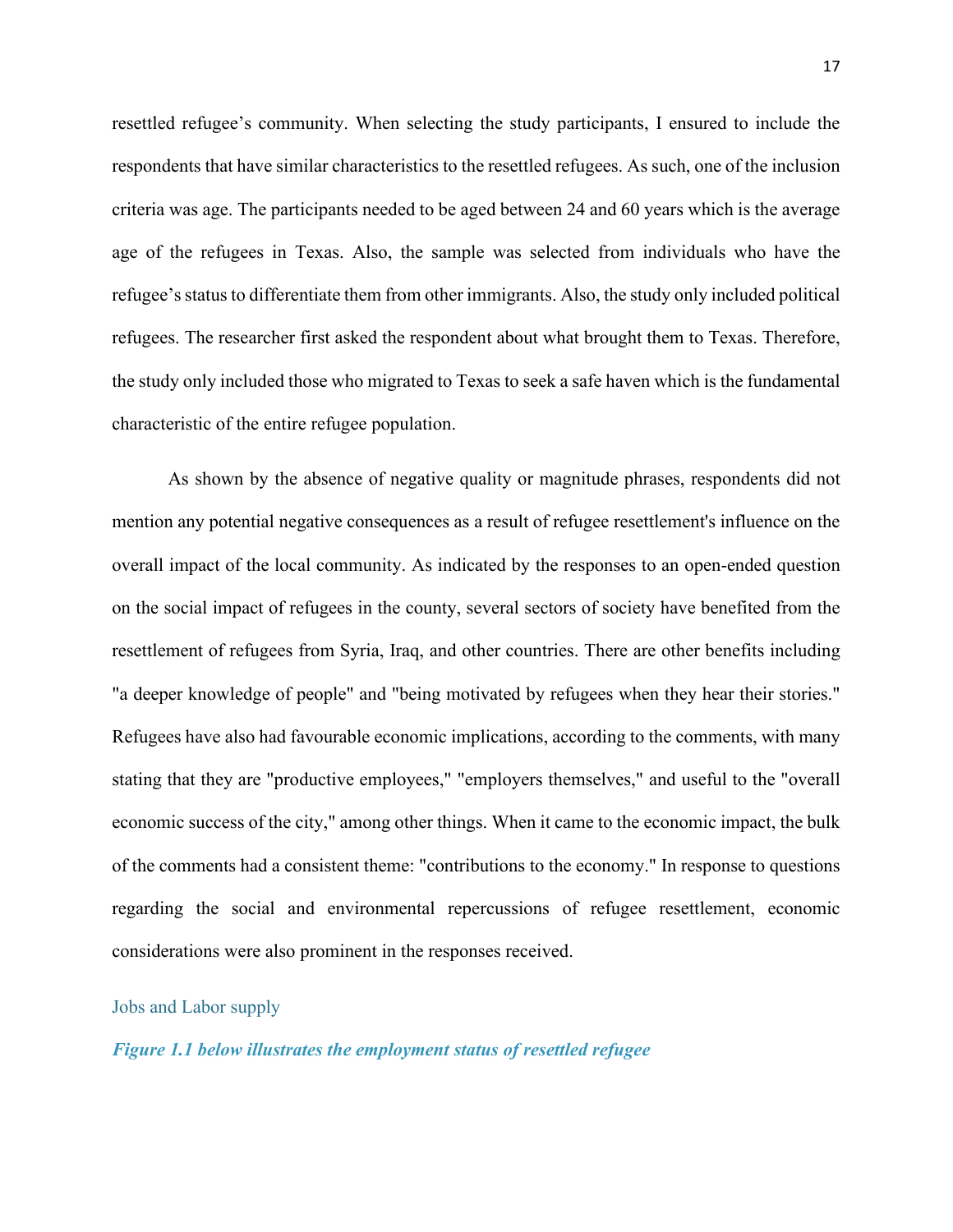resettled refugee's community. When selecting the study participants, I ensured to include the respondents that have similar characteristics to the resettled refugees. As such, one of the inclusion criteria was age. The participants needed to be aged between 24 and 60 years which is the average age of the refugees in Texas. Also, the sample was selected from individuals who have the refugee's status to differentiate them from other immigrants. Also, the study only included political refugees. The researcher first asked the respondent about what brought them to Texas. Therefore, the study only included those who migrated to Texas to seek a safe haven which is the fundamental characteristic of the entire refugee population.

As shown by the absence of negative quality or magnitude phrases, respondents did not mention any potential negative consequences as a result of refugee resettlement's influence on the overall impact of the local community. As indicated by the responses to an open-ended question on the social impact of refugees in the county, several sectors of society have benefited from the resettlement of refugees from Syria, Iraq, and other countries. There are other benefits including "a deeper knowledge of people" and "being motivated by refugees when they hear their stories." Refugees have also had favourable economic implications, according to the comments, with many stating that they are "productive employees," "employers themselves," and useful to the "overall economic success of the city," among other things. When it came to the economic impact, the bulk of the comments had a consistent theme: "contributions to the economy." In response to questions regarding the social and environmental repercussions of refugee resettlement, economic considerations were also prominent in the responses received.

## Jobs and Labor supply

***Figure 1.1 below illustrates the employment status of resettled refugee***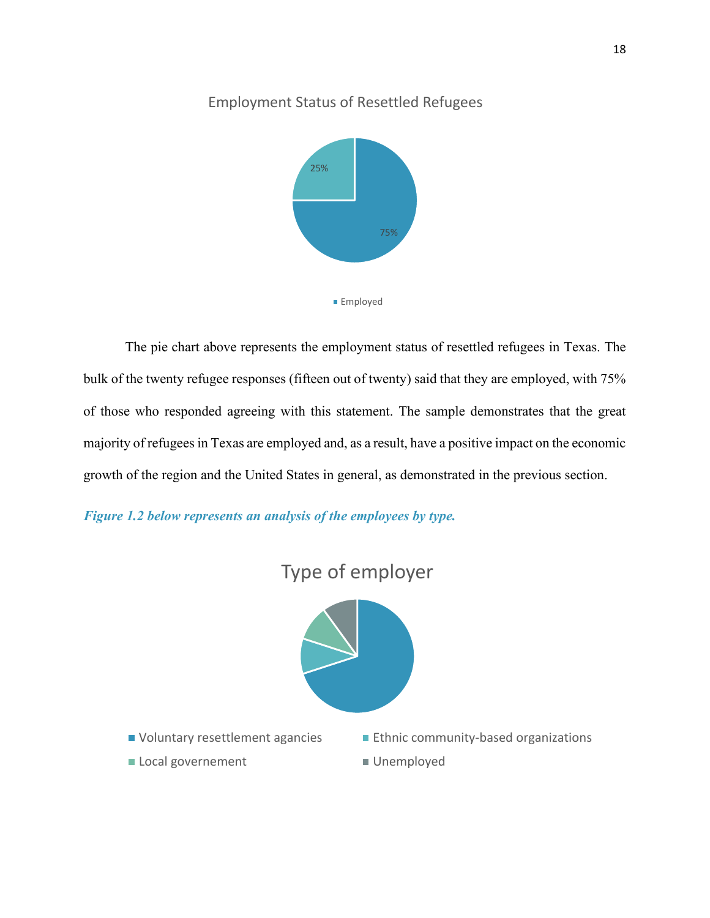Employment Status of Resettled Refugees

25%

75%

Employed

The pie chart above represents the employment status of resettled refugees in Texas. The bulk of the twenty refugee responses (fifteen out of twenty) said that they are employed, with 75% of those who responded agreeing with this statement. The sample demonstrates that the great majority of refugees in Texas are employed and, as a result, have a positive impact on the economic growth of the region and the United States in general, as demonstrated in the previous section.

***Figure 1.2 below represents an analysis of the employees by type.***

Type of employer

Voluntary resettlement agancies

Ethnic community-based organizations

Local governement

Unemployed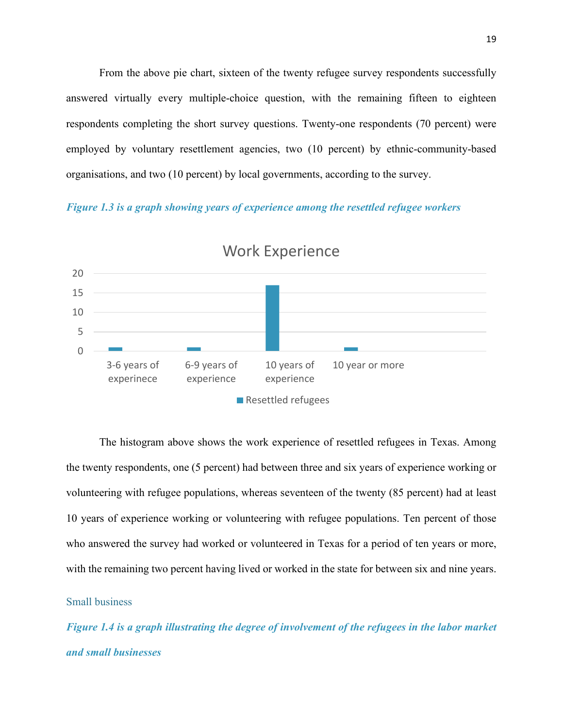From the above pie chart, sixteen of the twenty refugee survey respondents successfully answered virtually every multiple-choice question, with the remaining fifteen to eighteen respondents completing the short survey questions. Twenty-one respondents (70 percent) were employed by voluntary resettlement agencies, two (10 percent) by ethnic-community-based organisations, and two (10 percent) by local governments, according to the survey.

***Figure 1.3 is a graph showing years of experience among the resettled refugee workers***

Work Experience

| | Resettled refugees |
|---|---|
| 3-6 years of experinece | 1 |
| 6-9 years of experience | 1 |
| 10 years of experience | 17 |
| 10 year or more | 1 |

The histogram above shows the work experience of resettled refugees in Texas. Among the twenty respondents, one (5 percent) had between three and six years of experience working or volunteering with refugee populations, whereas seventeen of the twenty (85 percent) had at least 10 years of experience working or volunteering with refugee populations. Ten percent of those who answered the survey had worked or volunteered in Texas for a period of ten years or more, with the remaining two percent having lived or worked in the state for between six and nine years.

## Small business

***Figure 1.4 is a graph illustrating the degree of involvement of the refugees in the labor market and small businesses***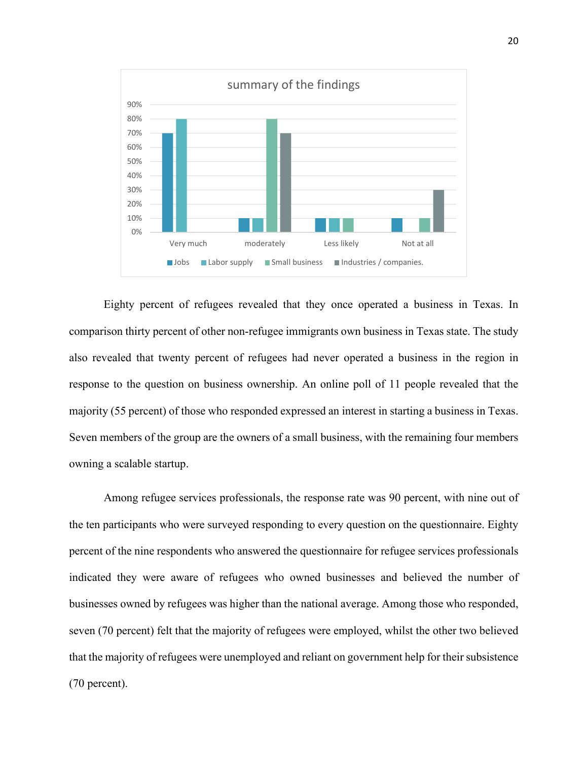summary of the findings

| | Jobs | Labor supply | Small business | Industries / companies. |
|---|---|---|---|---|
| Very much | 70% | 80% | | |
| moderately | 10% | 10% | 80% | 70% |
| Less likely | 10% | 10% | 10% | |
| Not at all | 10% | | 10% | 30% |

Eighty percent of refugees revealed that they once operated a business in Texas. In comparison thirty percent of other non-refugee immigrants own business in Texas state. The study also revealed that twenty percent of refugees had never operated a business in the region in response to the question on business ownership. An online poll of 11 people revealed that the majority (55 percent) of those who responded expressed an interest in starting a business in Texas. Seven members of the group are the owners of a small business, with the remaining four members owning a scalable startup.

Among refugee services professionals, the response rate was 90 percent, with nine out of the ten participants who were surveyed responding to every question on the questionnaire. Eighty percent of the nine respondents who answered the questionnaire for refugee services professionals indicated they were aware of refugees who owned businesses and believed the number of businesses owned by refugees was higher than the national average. Among those who responded, seven (70 percent) felt that the majority of refugees were employed, whilst the other two believed that the majority of refugees were unemployed and reliant on government help for their subsistence (70 percent).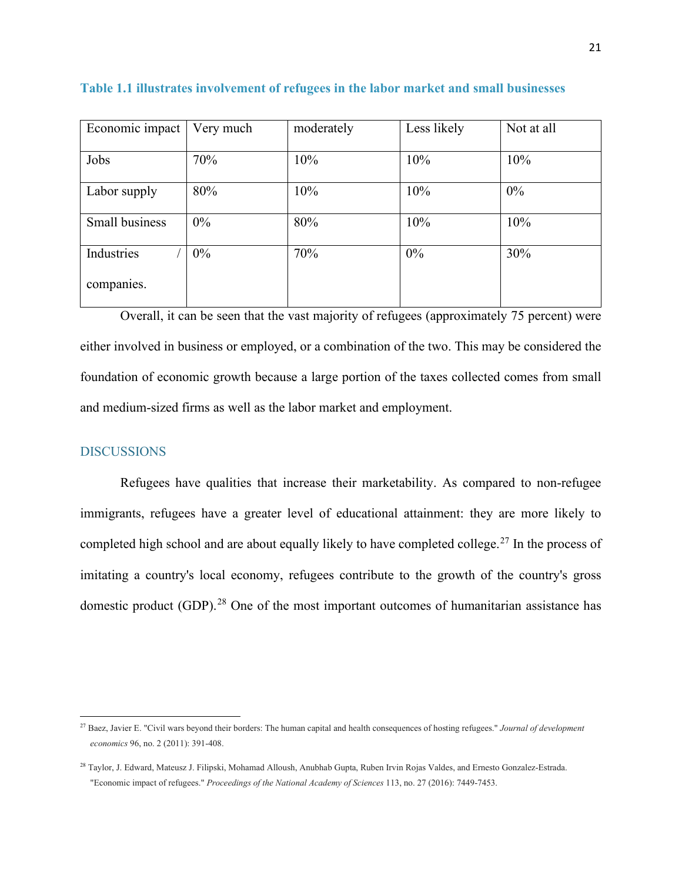**Table 1.1 illustrates involvement of refugees in the labor market and small businesses**

| Economic impact | Very much | moderately | Less likely | Not at all |
|---|---|---|---|---|
| Jobs | 70% | 10% | 10% | 10% |
| Labor supply | 80% | 10% | 10% | 0% |
| Small business | 0% | 80% | 10% | 10% |
| Industries / companies. | 0% | 70% | 0% | 30% |

Overall, it can be seen that the vast majority of refugees (approximately 75 percent) were either involved in business or employed, or a combination of the two. This may be considered the foundation of economic growth because a large portion of the taxes collected comes from small and medium-sized firms as well as the labor market and employment.

## DISCUSSIONS

Refugees have qualities that increase their marketability. As compared to non-refugee immigrants, refugees have a greater level of educational attainment: they are more likely to completed high school and are about equally likely to have completed college.[27] In the process of imitating a country's local economy, refugees contribute to the growth of the country's gross domestic product (GDP).[28] One of the most important outcomes of humanitarian assistance has

---

[27] Baez, Javier E. "Civil wars beyond their borders: The human capital and health consequences of hosting refugees." *Journal of development economics* 96, no. 2 (2011): 391-408.

[28] Taylor, J. Edward, Mateusz J. Filipski, Mohamad Alloush, Anubhab Gupta, Ruben Irvin Rojas Valdes, and Ernesto Gonzalez-Estrada. "Economic impact of refugees." *Proceedings of the National Academy of Sciences* 113, no. 27 (2016): 7449-7453.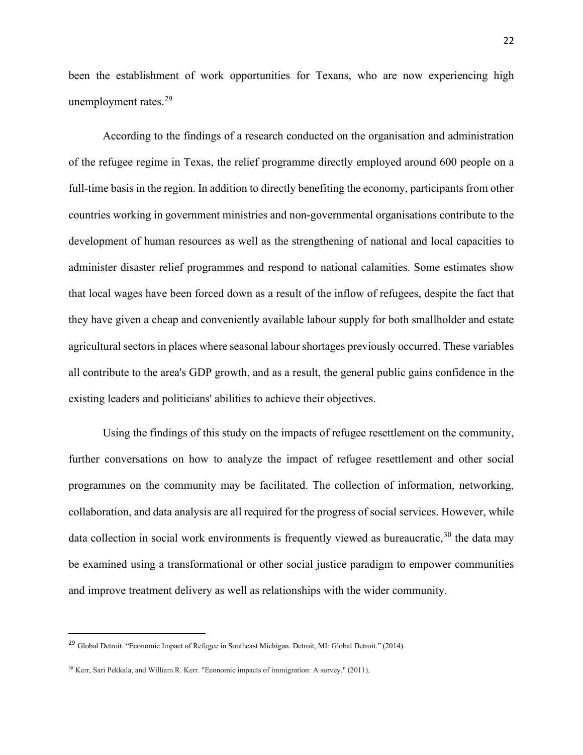been the establishment of work opportunities for Texans, who are now experiencing high unemployment rates.[29]

According to the findings of a research conducted on the organisation and administration of the refugee regime in Texas, the relief programme directly employed around 600 people on a full-time basis in the region. In addition to directly benefiting the economy, participants from other countries working in government ministries and non-governmental organisations contribute to the development of human resources as well as the strengthening of national and local capacities to administer disaster relief programmes and respond to national calamities. Some estimates show that local wages have been forced down as a result of the inflow of refugees, despite the fact that they have given a cheap and conveniently available labour supply for both smallholder and estate agricultural sectors in places where seasonal labour shortages previously occurred. These variables all contribute to the area's GDP growth, and as a result, the general public gains confidence in the existing leaders and politicians' abilities to achieve their objectives.

Using the findings of this study on the impacts of refugee resettlement on the community, further conversations on how to analyze the impact of refugee resettlement and other social programmes on the community may be facilitated. The collection of information, networking, collaboration, and data analysis are all required for the progress of social services. However, while data collection in social work environments is frequently viewed as bureaucratic,[30] the data may be examined using a transformational or other social justice paradigm to empower communities and improve treatment delivery as well as relationships with the wider community.

---

[29] Global Detroit. "Economic Impact of Refugee in Southeast Michigan. Detroit, MI: Global Detroit." (2014).

[30] Kerr, Sari Pekkala, and William R. Kerr. "Economic impacts of immigration: A survey." (2011).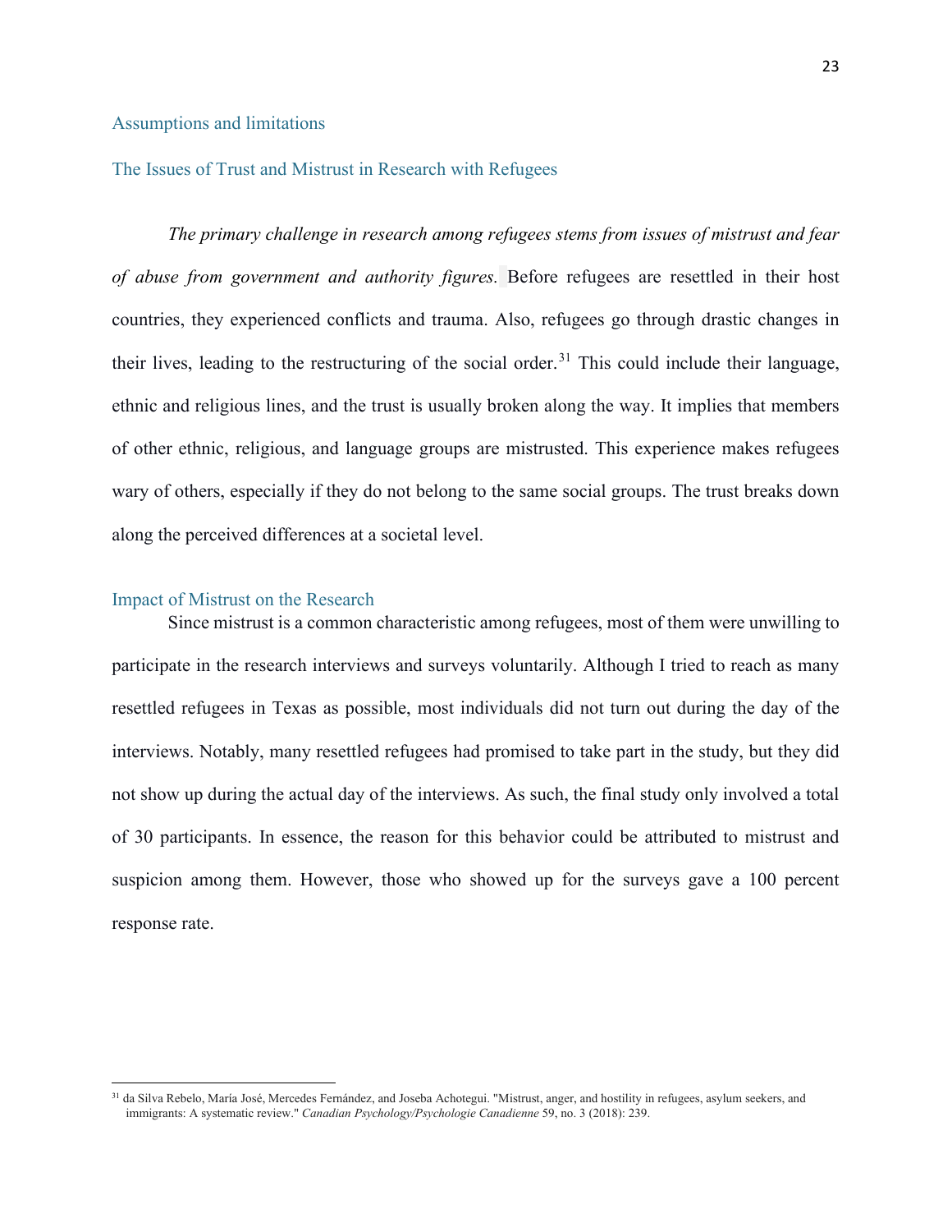## Assumptions and limitations

## The Issues of Trust and Mistrust in Research with Refugees

*The primary challenge in research among refugees stems from issues of mistrust and fear of abuse from government and authority figures.* Before refugees are resettled in their host countries, they experienced conflicts and trauma. Also, refugees go through drastic changes in their lives, leading to the restructuring of the social order.[31] This could include their language, ethnic and religious lines, and the trust is usually broken along the way. It implies that members of other ethnic, religious, and language groups are mistrusted. This experience makes refugees wary of others, especially if they do not belong to the same social groups. The trust breaks down along the perceived differences at a societal level.

## Impact of Mistrust on the Research

Since mistrust is a common characteristic among refugees, most of them were unwilling to participate in the research interviews and surveys voluntarily. Although I tried to reach as many resettled refugees in Texas as possible, most individuals did not turn out during the day of the interviews. Notably, many resettled refugees had promised to take part in the study, but they did not show up during the actual day of the interviews. As such, the final study only involved a total of 30 participants. In essence, the reason for this behavior could be attributed to mistrust and suspicion among them. However, those who showed up for the surveys gave a 100 percent response rate.

---

[31] da Silva Rebelo, María José, Mercedes Fernández, and Joseba Achotegui. "Mistrust, anger, and hostility in refugees, asylum seekers, and immigrants: A systematic review." *Canadian Psychology/Psychologie Canadienne* 59, no. 3 (2018): 239.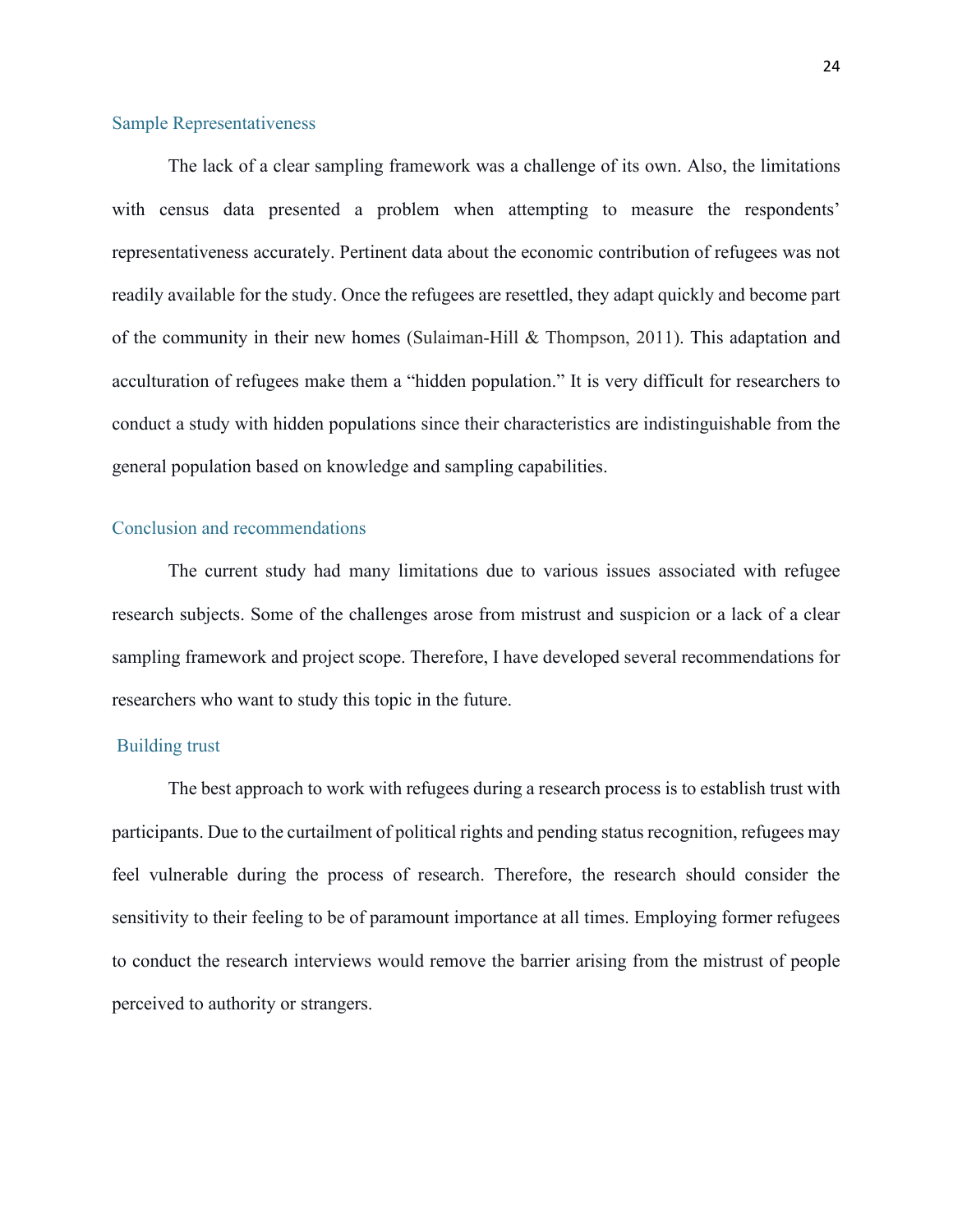## Sample Representativeness

The lack of a clear sampling framework was a challenge of its own. Also, the limitations with census data presented a problem when attempting to measure the respondents' representativeness accurately. Pertinent data about the economic contribution of refugees was not readily available for the study. Once the refugees are resettled, they adapt quickly and become part of the community in their new homes (Sulaiman-Hill & Thompson, 2011). This adaptation and acculturation of refugees make them a "hidden population." It is very difficult for researchers to conduct a study with hidden populations since their characteristics are indistinguishable from the general population based on knowledge and sampling capabilities.

## Conclusion and recommendations

The current study had many limitations due to various issues associated with refugee research subjects. Some of the challenges arose from mistrust and suspicion or a lack of a clear sampling framework and project scope. Therefore, I have developed several recommendations for researchers who want to study this topic in the future.

## Building trust

The best approach to work with refugees during a research process is to establish trust with participants. Due to the curtailment of political rights and pending status recognition, refugees may feel vulnerable during the process of research. Therefore, the research should consider the sensitivity to their feeling to be of paramount importance at all times. Employing former refugees to conduct the research interviews would remove the barrier arising from the mistrust of people perceived to authority or strangers.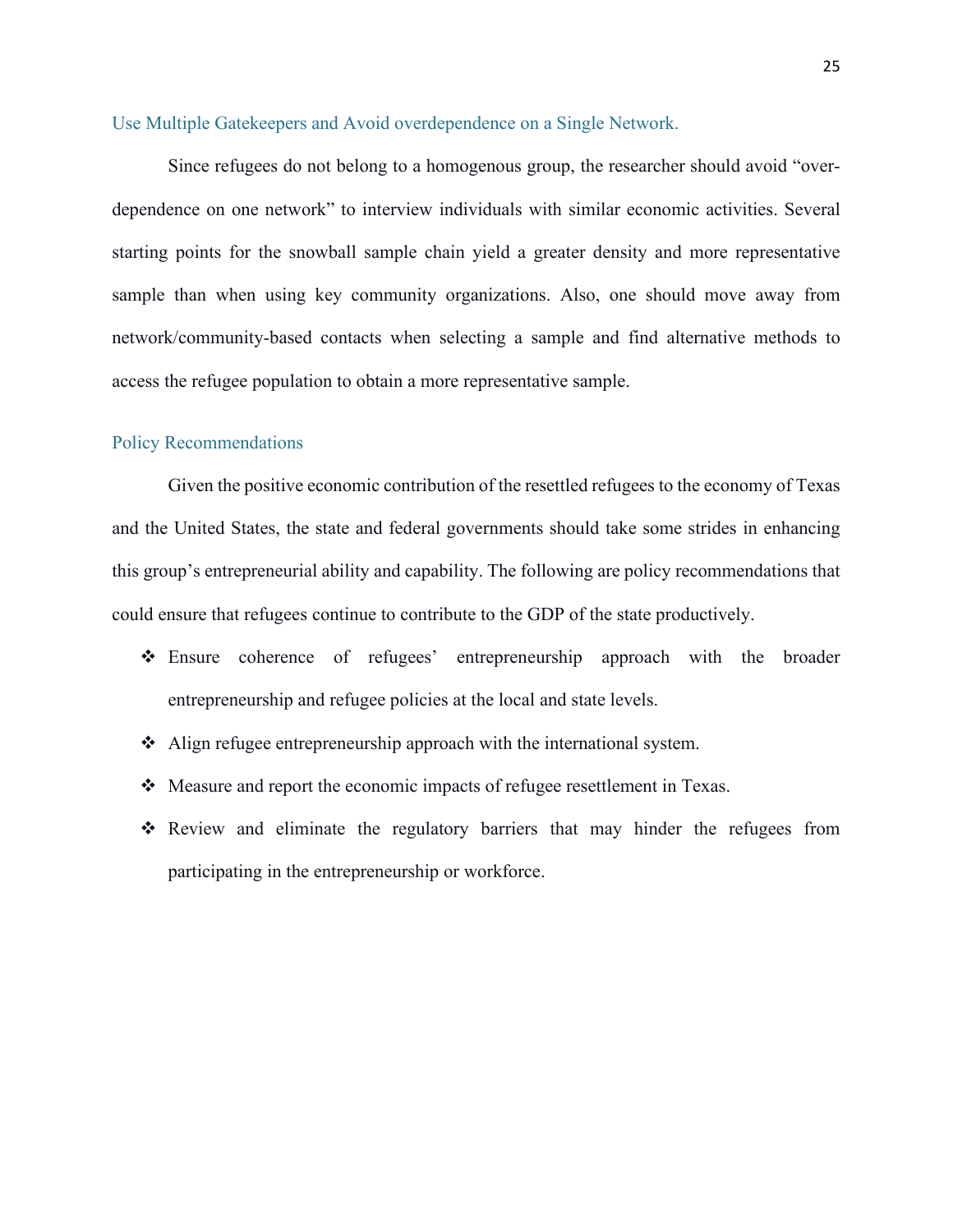### Use Multiple Gatekeepers and Avoid overdependence on a Single Network.

Since refugees do not belong to a homogenous group, the researcher should avoid "over-dependence on one network" to interview individuals with similar economic activities. Several starting points for the snowball sample chain yield a greater density and more representative sample than when using key community organizations. Also, one should move away from network/community-based contacts when selecting a sample and find alternative methods to access the refugee population to obtain a more representative sample.

### Policy Recommendations

Given the positive economic contribution of the resettled refugees to the economy of Texas and the United States, the state and federal governments should take some strides in enhancing this group's entrepreneurial ability and capability. The following are policy recommendations that could ensure that refugees continue to contribute to the GDP of the state productively.

- Ensure coherence of refugees' entrepreneurship approach with the broader entrepreneurship and refugee policies at the local and state levels.
- Align refugee entrepreneurship approach with the international system.
- Measure and report the economic impacts of refugee resettlement in Texas.
- Review and eliminate the regulatory barriers that may hinder the refugees from participating in the entrepreneurship or workforce.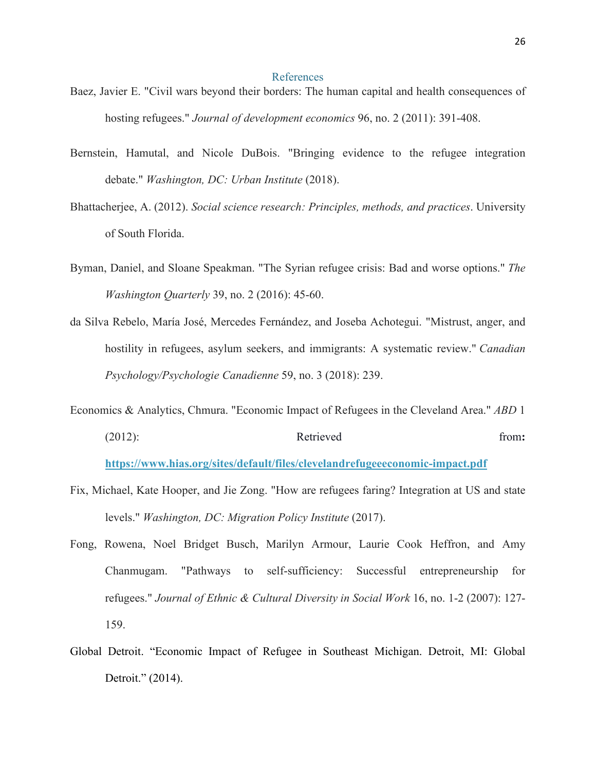## References

Baez, Javier E. "Civil wars beyond their borders: The human capital and health consequences of hosting refugees." *Journal of development economics* 96, no. 2 (2011): 391-408.

Bernstein, Hamutal, and Nicole DuBois. "Bringing evidence to the refugee integration debate." *Washington, DC: Urban Institute* (2018).

Bhattacherjee, A. (2012). *Social science research: Principles, methods, and practices*. University of South Florida.

Byman, Daniel, and Sloane Speakman. "The Syrian refugee crisis: Bad and worse options." *The Washington Quarterly* 39, no. 2 (2016): 45-60.

da Silva Rebelo, María José, Mercedes Fernández, and Joseba Achotegui. "Mistrust, anger, and hostility in refugees, asylum seekers, and immigrants: A systematic review." *Canadian Psychology/Psychologie Canadienne* 59, no. 3 (2018): 239.

Economics & Analytics, Chmura. "Economic Impact of Refugees in the Cleveland Area." *ABD* 1 (2012): Retrieved from**:** **https://www.hias.org/sites/default/files/clevelandrefugeeeconomic-impact.pdf**

Fix, Michael, Kate Hooper, and Jie Zong. "How are refugees faring? Integration at US and state levels." *Washington, DC: Migration Policy Institute* (2017).

Fong, Rowena, Noel Bridget Busch, Marilyn Armour, Laurie Cook Heffron, and Amy Chanmugam. "Pathways to self-sufficiency: Successful entrepreneurship for refugees." *Journal of Ethnic & Cultural Diversity in Social Work* 16, no. 1-2 (2007): 127-159.

Global Detroit. "Economic Impact of Refugee in Southeast Michigan. Detroit, MI: Global Detroit." (2014).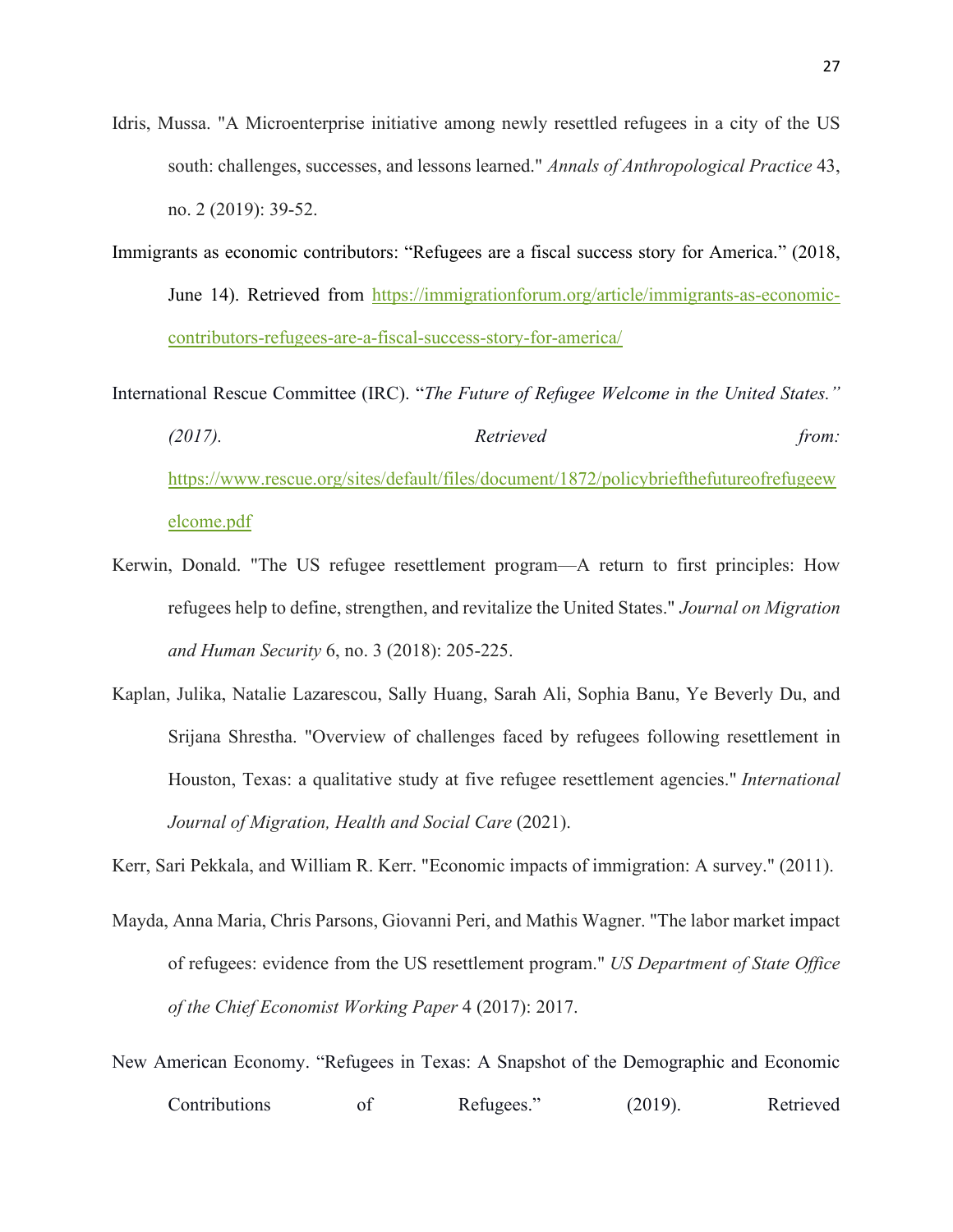Idris, Mussa. "A Microenterprise initiative among newly resettled refugees in a city of the US south: challenges, successes, and lessons learned." *Annals of Anthropological Practice* 43, no. 2 (2019): 39-52.

Immigrants as economic contributors: "Refugees are a fiscal success story for America." (2018, June 14). Retrieved from https://immigrationforum.org/article/immigrants-as-economic-contributors-refugees-are-a-fiscal-success-story-for-america/

International Rescue Committee (IRC). "*The Future of Refugee Welcome in the United States." (2017). Retrieved from:* https://www.rescue.org/sites/default/files/document/1872/policybriefthefutureofrefugeewelcome.pdf

Kerwin, Donald. "The US refugee resettlement program—A return to first principles: How refugees help to define, strengthen, and revitalize the United States." *Journal on Migration and Human Security* 6, no. 3 (2018): 205-225.

Kaplan, Julika, Natalie Lazarescou, Sally Huang, Sarah Ali, Sophia Banu, Ye Beverly Du, and Srijana Shrestha. "Overview of challenges faced by refugees following resettlement in Houston, Texas: a qualitative study at five refugee resettlement agencies." *International Journal of Migration, Health and Social Care* (2021).

Kerr, Sari Pekkala, and William R. Kerr. "Economic impacts of immigration: A survey." (2011).

Mayda, Anna Maria, Chris Parsons, Giovanni Peri, and Mathis Wagner. "The labor market impact of refugees: evidence from the US resettlement program." *US Department of State Office of the Chief Economist Working Paper* 4 (2017): 2017.

New American Economy. "Refugees in Texas: A Snapshot of the Demographic and Economic Contributions of Refugees." (2019). Retrieved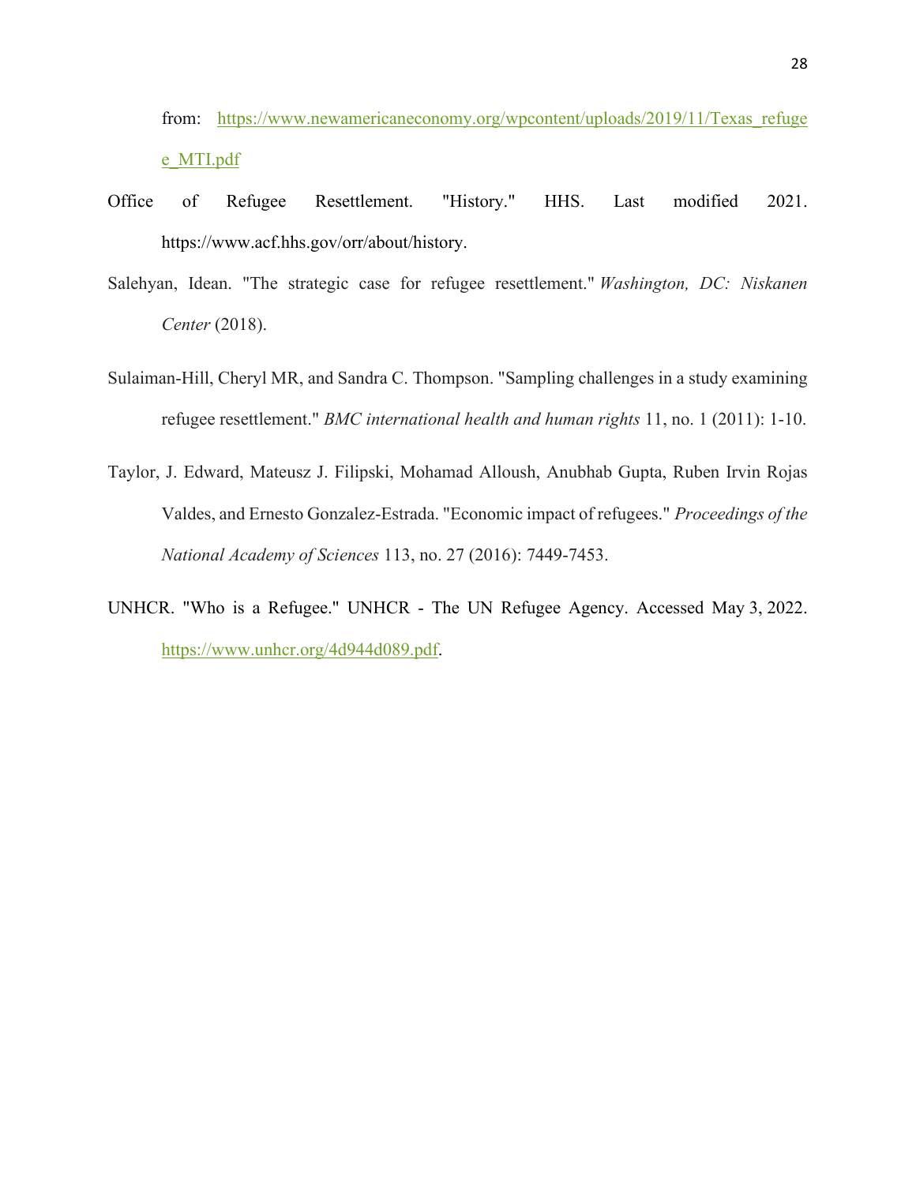from: https://www.newamericaneconomy.org/wpcontent/uploads/2019/11/Texas_refugee_MTI.pdf

Office of Refugee Resettlement. "History." HHS. Last modified 2021. https://www.acf.hhs.gov/orr/about/history.

Salehyan, Idean. "The strategic case for refugee resettlement." *Washington, DC: Niskanen Center* (2018).

Sulaiman-Hill, Cheryl MR, and Sandra C. Thompson. "Sampling challenges in a study examining refugee resettlement." *BMC international health and human rights* 11, no. 1 (2011): 1-10.

Taylor, J. Edward, Mateusz J. Filipski, Mohamad Alloush, Anubhab Gupta, Ruben Irvin Rojas Valdes, and Ernesto Gonzalez-Estrada. "Economic impact of refugees." *Proceedings of the National Academy of Sciences* 113, no. 27 (2016): 7449-7453.

UNHCR. "Who is a Refugee." UNHCR - The UN Refugee Agency. Accessed May 3, 2022. https://www.unhcr.org/4d944d089.pdf.